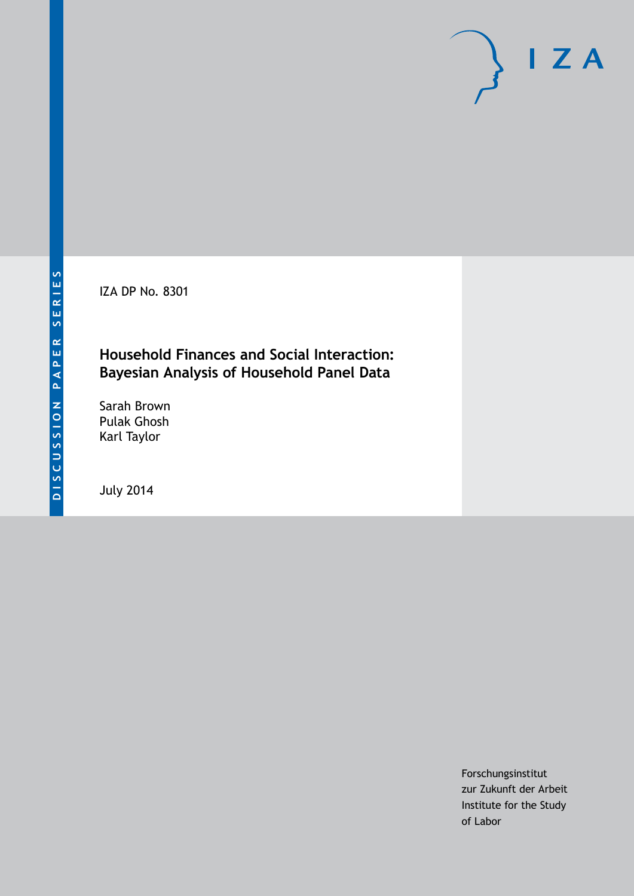DISCUSSION PAPER SERIES

IZA DP No. 8301

# Household Finances and Social Interaction: Bayesian Analysis of Household Panel Data

Sarah Brown
Pulak Ghosh
Karl Taylor

July 2014

Forschungsinstitut
zur Zukunft der Arbeit
Institute for the Study
of Labor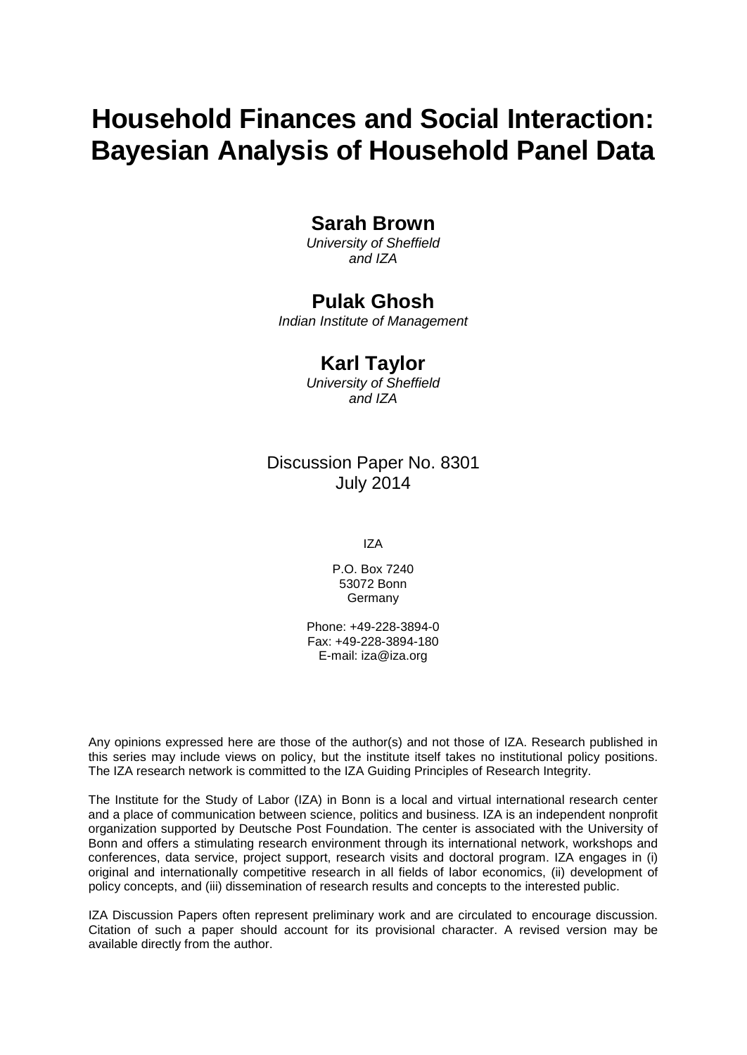# Household Finances and Social Interaction: Bayesian Analysis of Household Panel Data

## Sarah Brown

*University of Sheffield*
*and IZA*

## Pulak Ghosh

*Indian Institute of Management*

## Karl Taylor

*University of Sheffield*
*and IZA*

Discussion Paper No. 8301
July 2014

IZA

P.O. Box 7240
53072 Bonn
Germany

Phone: +49-228-3894-0
Fax: +49-228-3894-180
E-mail: iza@iza.org

Any opinions expressed here are those of the author(s) and not those of IZA. Research published in this series may include views on policy, but the institute itself takes no institutional policy positions. The IZA research network is committed to the IZA Guiding Principles of Research Integrity.

The Institute for the Study of Labor (IZA) in Bonn is a local and virtual international research center and a place of communication between science, politics and business. IZA is an independent nonprofit organization supported by Deutsche Post Foundation. The center is associated with the University of Bonn and offers a stimulating research environment through its international network, workshops and conferences, data service, project support, research visits and doctoral program. IZA engages in (i) original and internationally competitive research in all fields of labor economics, (ii) development of policy concepts, and (iii) dissemination of research results and concepts to the interested public.

IZA Discussion Papers often represent preliminary work and are circulated to encourage discussion. Citation of such a paper should account for its provisional character. A revised version may be available directly from the author.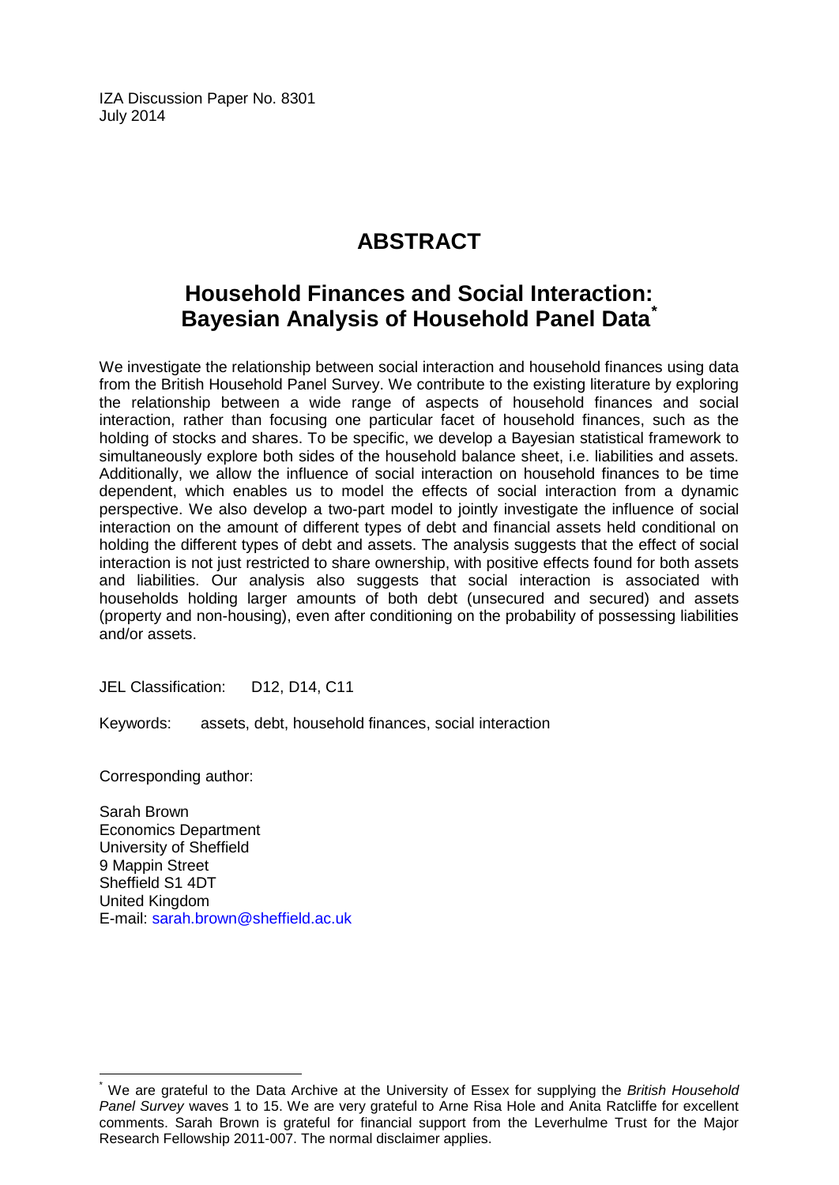IZA Discussion Paper No. 8301
July 2014

# ABSTRACT

## Household Finances and Social Interaction: Bayesian Analysis of Household Panel Data[*]

We investigate the relationship between social interaction and household finances using data from the British Household Panel Survey. We contribute to the existing literature by exploring the relationship between a wide range of aspects of household finances and social interaction, rather than focusing one particular facet of household finances, such as the holding of stocks and shares. To be specific, we develop a Bayesian statistical framework to simultaneously explore both sides of the household balance sheet, i.e. liabilities and assets. Additionally, we allow the influence of social interaction on household finances to be time dependent, which enables us to model the effects of social interaction from a dynamic perspective. We also develop a two-part model to jointly investigate the influence of social interaction on the amount of different types of debt and financial assets held conditional on holding the different types of debt and assets. The analysis suggests that the effect of social interaction is not just restricted to share ownership, with positive effects found for both assets and liabilities. Our analysis also suggests that social interaction is associated with households holding larger amounts of both debt (unsecured and secured) and assets (property and non-housing), even after conditioning on the probability of possessing liabilities and/or assets.

JEL Classification: D12, D14, C11

Keywords: assets, debt, household finances, social interaction

Corresponding author:

Sarah Brown
Economics Department
University of Sheffield
9 Mappin Street
Sheffield S1 4DT
United Kingdom
E-mail: sarah.brown@sheffield.ac.uk

[*] We are grateful to the Data Archive at the University of Essex for supplying the *British Household Panel Survey* waves 1 to 15. We are very grateful to Arne Risa Hole and Anita Ratcliffe for excellent comments. Sarah Brown is grateful for financial support from the Leverhulme Trust for the Major Research Fellowship 2011-007. The normal disclaimer applies.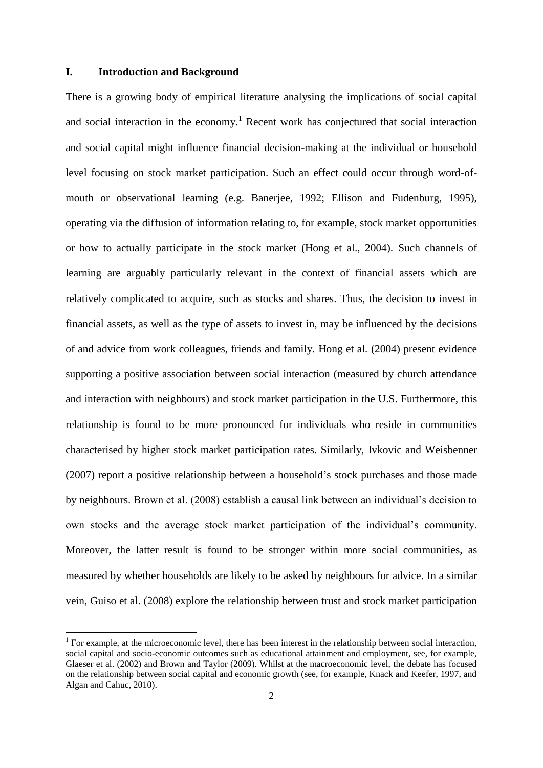## I. Introduction and Background

There is a growing body of empirical literature analysing the implications of social capital and social interaction in the economy.[1] Recent work has conjectured that social interaction and social capital might influence financial decision-making at the individual or household level focusing on stock market participation. Such an effect could occur through word-of-mouth or observational learning (e.g. Banerjee, 1992; Ellison and Fudenburg, 1995), operating via the diffusion of information relating to, for example, stock market opportunities or how to actually participate in the stock market (Hong et al., 2004). Such channels of learning are arguably particularly relevant in the context of financial assets which are relatively complicated to acquire, such as stocks and shares. Thus, the decision to invest in financial assets, as well as the type of assets to invest in, may be influenced by the decisions of and advice from work colleagues, friends and family. Hong et al. (2004) present evidence supporting a positive association between social interaction (measured by church attendance and interaction with neighbours) and stock market participation in the U.S. Furthermore, this relationship is found to be more pronounced for individuals who reside in communities characterised by higher stock market participation rates. Similarly, Ivkovic and Weisbenner (2007) report a positive relationship between a household's stock purchases and those made by neighbours. Brown et al. (2008) establish a causal link between an individual's decision to own stocks and the average stock market participation of the individual's community. Moreover, the latter result is found to be stronger within more social communities, as measured by whether households are likely to be asked by neighbours for advice. In a similar vein, Guiso et al. (2008) explore the relationship between trust and stock market participation

---

[1] For example, at the microeconomic level, there has been interest in the relationship between social interaction, social capital and socio-economic outcomes such as educational attainment and employment, see, for example, Glaeser et al. (2002) and Brown and Taylor (2009). Whilst at the macroeconomic level, the debate has focused on the relationship between social capital and economic growth (see, for example, Knack and Keefer, 1997, and Algan and Cahuc, 2010).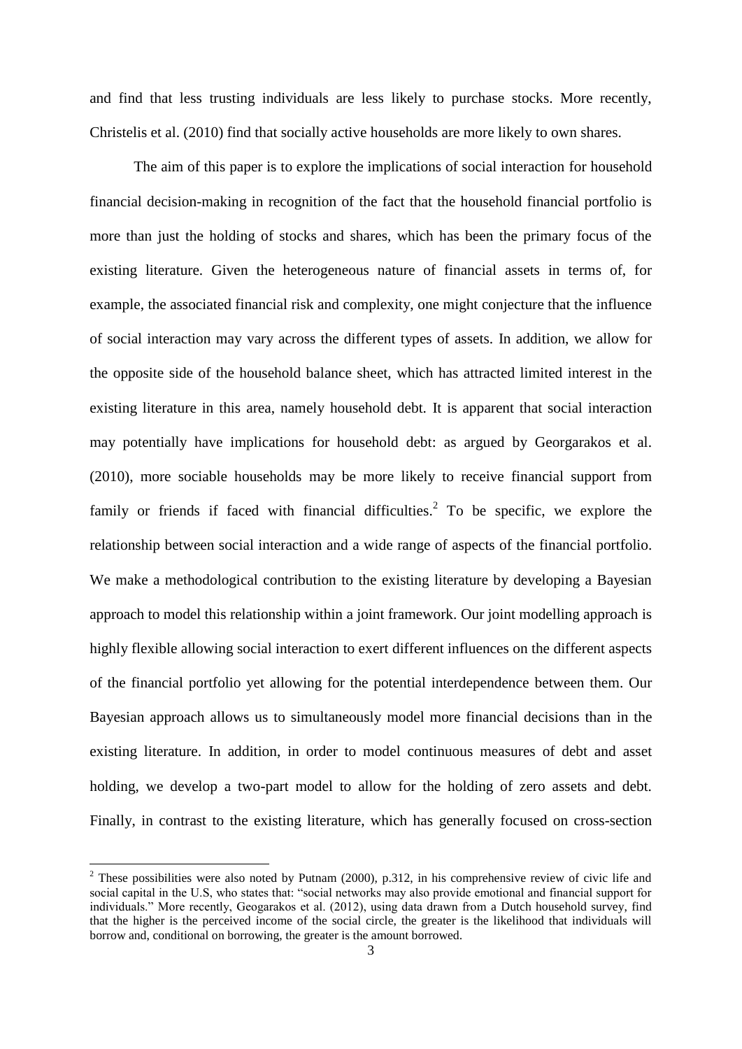and find that less trusting individuals are less likely to purchase stocks. More recently, Christelis et al. (2010) find that socially active households are more likely to own shares.

The aim of this paper is to explore the implications of social interaction for household financial decision-making in recognition of the fact that the household financial portfolio is more than just the holding of stocks and shares, which has been the primary focus of the existing literature. Given the heterogeneous nature of financial assets in terms of, for example, the associated financial risk and complexity, one might conjecture that the influence of social interaction may vary across the different types of assets. In addition, we allow for the opposite side of the household balance sheet, which has attracted limited interest in the existing literature in this area, namely household debt. It is apparent that social interaction may potentially have implications for household debt: as argued by Georgarakos et al. (2010), more sociable households may be more likely to receive financial support from family or friends if faced with financial difficulties.[2] To be specific, we explore the relationship between social interaction and a wide range of aspects of the financial portfolio. We make a methodological contribution to the existing literature by developing a Bayesian approach to model this relationship within a joint framework. Our joint modelling approach is highly flexible allowing social interaction to exert different influences on the different aspects of the financial portfolio yet allowing for the potential interdependence between them. Our Bayesian approach allows us to simultaneously model more financial decisions than in the existing literature. In addition, in order to model continuous measures of debt and asset holding, we develop a two-part model to allow for the holding of zero assets and debt. Finally, in contrast to the existing literature, which has generally focused on cross-section

[2] These possibilities were also noted by Putnam (2000), p.312, in his comprehensive review of civic life and social capital in the U.S, who states that: "social networks may also provide emotional and financial support for individuals." More recently, Geogarakos et al. (2012), using data drawn from a Dutch household survey, find that the higher is the perceived income of the social circle, the greater is the likelihood that individuals will borrow and, conditional on borrowing, the greater is the amount borrowed.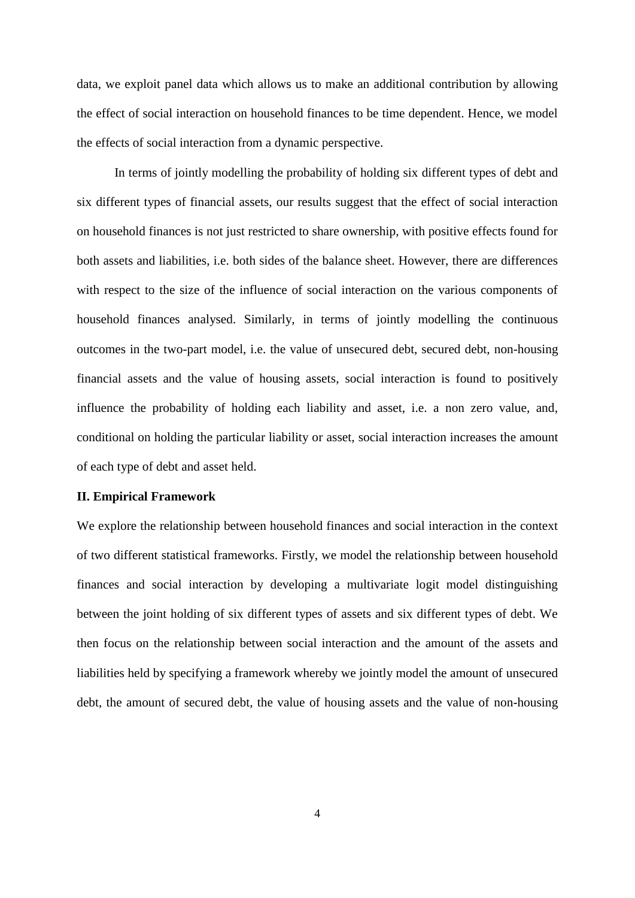data, we exploit panel data which allows us to make an additional contribution by allowing the effect of social interaction on household finances to be time dependent. Hence, we model the effects of social interaction from a dynamic perspective.

In terms of jointly modelling the probability of holding six different types of debt and six different types of financial assets, our results suggest that the effect of social interaction on household finances is not just restricted to share ownership, with positive effects found for both assets and liabilities, i.e. both sides of the balance sheet. However, there are differences with respect to the size of the influence of social interaction on the various components of household finances analysed. Similarly, in terms of jointly modelling the continuous outcomes in the two-part model, i.e. the value of unsecured debt, secured debt, non-housing financial assets and the value of housing assets, social interaction is found to positively influence the probability of holding each liability and asset, i.e. a non zero value, and, conditional on holding the particular liability or asset, social interaction increases the amount of each type of debt and asset held.

## II. Empirical Framework

We explore the relationship between household finances and social interaction in the context of two different statistical frameworks. Firstly, we model the relationship between household finances and social interaction by developing a multivariate logit model distinguishing between the joint holding of six different types of assets and six different types of debt. We then focus on the relationship between social interaction and the amount of the assets and liabilities held by specifying a framework whereby we jointly model the amount of unsecured debt, the amount of secured debt, the value of housing assets and the value of non-housing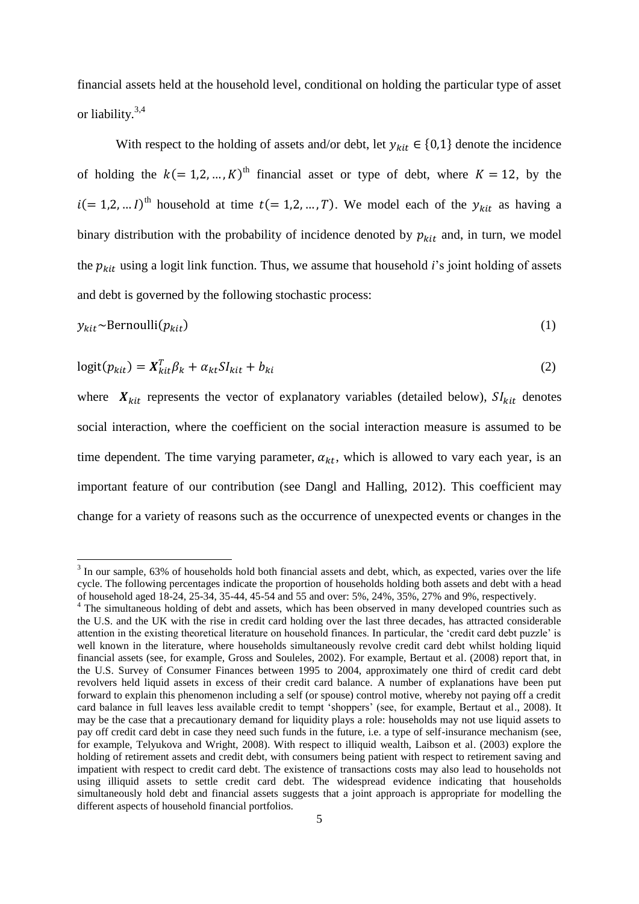financial assets held at the household level, conditional on holding the particular type of asset or liability.[3,4]

With respect to the holding of assets and/or debt, let $y_{kit} \in \{0,1\}$ denote the incidence of holding the $k(= 1,2, \ldots, K)^{\text{th}}$ financial asset or type of debt, where $K = 12$, by the $i(= 1,2, \ldots I)^{\text{th}}$ household at time $t(= 1,2, \ldots, T)$. We model each of the $y_{kit}$ as having a binary distribution with the probability of incidence denoted by $p_{kit}$ and, in turn, we model the $p_{kit}$ using a logit link function. Thus, we assume that household *i*'s joint holding of assets and debt is governed by the following stochastic process:

$$y_{kit} \sim \text{Bernoulli}(p_{kit}) \tag{1}$$

$$\text{logit}(p_{kit}) = \boldsymbol{X}_{kit}^{T} \beta_k + \alpha_{kt} SI_{kit} + b_{ki} \tag{2}$$

where $\boldsymbol{X}_{kit}$ represents the vector of explanatory variables (detailed below), $SI_{kit}$ denotes social interaction, where the coefficient on the social interaction measure is assumed to be time dependent. The time varying parameter, $\alpha_{kt}$, which is allowed to vary each year, is an important feature of our contribution (see Dangl and Halling, 2012). This coefficient may change for a variety of reasons such as the occurrence of unexpected events or changes in the

---

[3] In our sample, 63% of households hold both financial assets and debt, which, as expected, varies over the life cycle. The following percentages indicate the proportion of households holding both assets and debt with a head of household aged 18-24, 25-34, 35-44, 45-54 and 55 and over: 5%, 24%, 35%, 27% and 9%, respectively.

[4] The simultaneous holding of debt and assets, which has been observed in many developed countries such as the U.S. and the UK with the rise in credit card holding over the last three decades, has attracted considerable attention in the existing theoretical literature on household finances. In particular, the 'credit card debt puzzle' is well known in the literature, where households simultaneously revolve credit card debt whilst holding liquid financial assets (see, for example, Gross and Souleles, 2002). For example, Bertaut et al. (2008) report that, in the U.S. Survey of Consumer Finances between 1995 to 2004, approximately one third of credit card debt revolvers held liquid assets in excess of their credit card balance. A number of explanations have been put forward to explain this phenomenon including a self (or spouse) control motive, whereby not paying off a credit card balance in full leaves less available credit to tempt 'shoppers' (see, for example, Bertaut et al., 2008). It may be the case that a precautionary demand for liquidity plays a role: households may not use liquid assets to pay off credit card debt in case they need such funds in the future, i.e. a type of self-insurance mechanism (see, for example, Telyukova and Wright, 2008). With respect to illiquid wealth, Laibson et al. (2003) explore the holding of retirement assets and credit debt, with consumers being patient with respect to retirement saving and impatient with respect to credit card debt. The existence of transactions costs may also lead to households not using illiquid assets to settle credit card debt. The widespread evidence indicating that households simultaneously hold debt and financial assets suggests that a joint approach is appropriate for modelling the different aspects of household financial portfolios.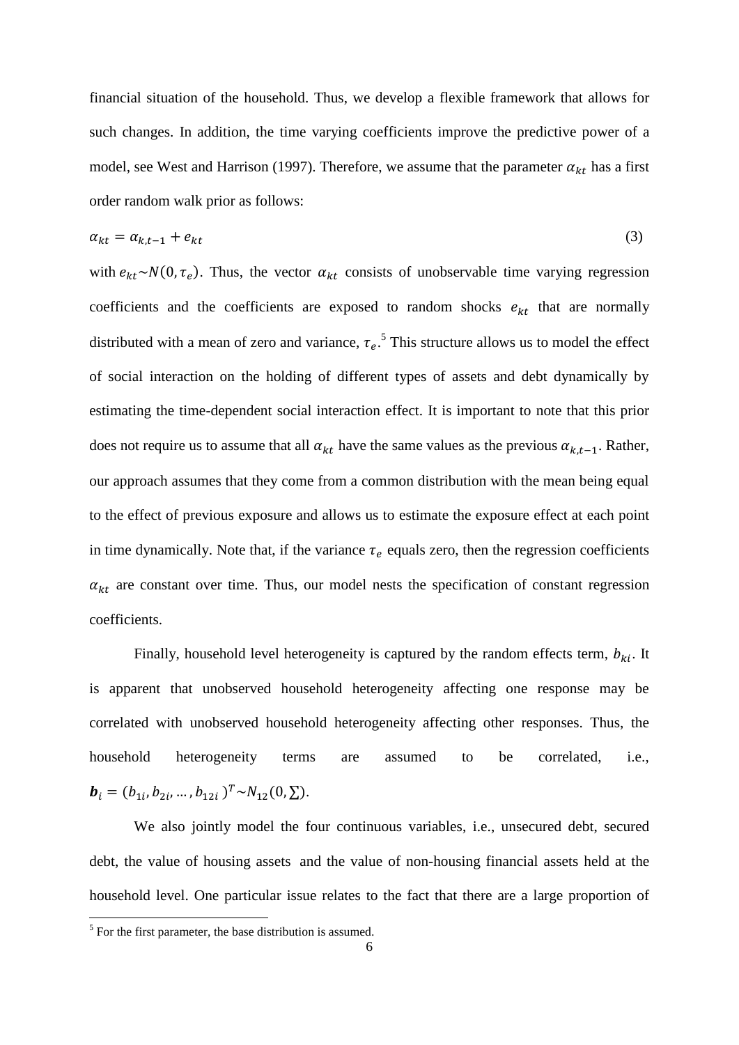financial situation of the household. Thus, we develop a flexible framework that allows for such changes. In addition, the time varying coefficients improve the predictive power of a model, see West and Harrison (1997). Therefore, we assume that the parameter $\alpha_{kt}$ has a first order random walk prior as follows:

$$\alpha_{kt} = \alpha_{k,t-1} + e_{kt} \tag{3}$$

with $e_{kt} \sim N(0, \tau_e)$. Thus, the vector $\alpha_{kt}$ consists of unobservable time varying regression coefficients and the coefficients are exposed to random shocks $e_{kt}$ that are normally distributed with a mean of zero and variance, $\tau_e$.[5] This structure allows us to model the effect of social interaction on the holding of different types of assets and debt dynamically by estimating the time-dependent social interaction effect. It is important to note that this prior does not require us to assume that all $\alpha_{kt}$ have the same values as the previous $\alpha_{k,t-1}$. Rather, our approach assumes that they come from a common distribution with the mean being equal to the effect of previous exposure and allows us to estimate the exposure effect at each point in time dynamically. Note that, if the variance $\tau_e$ equals zero, then the regression coefficients $\alpha_{kt}$ are constant over time. Thus, our model nests the specification of constant regression coefficients.

Finally, household level heterogeneity is captured by the random effects term, $b_{ki}$. It is apparent that unobserved household heterogeneity affecting one response may be correlated with unobserved household heterogeneity affecting other responses. Thus, the household heterogeneity terms are assumed to be correlated, i.e., $\boldsymbol{b}_i = (b_{1i}, b_{2i}, \ldots, b_{12i})^T \sim N_{12}(0, \Sigma)$.

We also jointly model the four continuous variables, i.e., unsecured debt, secured debt, the value of housing assets and the value of non-housing financial assets held at the household level. One particular issue relates to the fact that there are a large proportion of

[5] For the first parameter, the base distribution is assumed.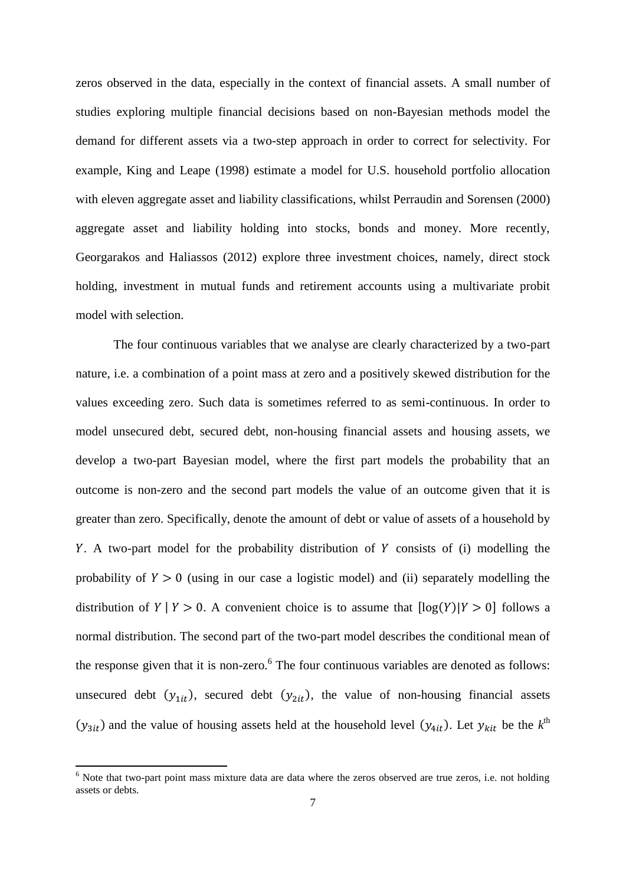zeros observed in the data, especially in the context of financial assets. A small number of studies exploring multiple financial decisions based on non-Bayesian methods model the demand for different assets via a two-step approach in order to correct for selectivity. For example, King and Leape (1998) estimate a model for U.S. household portfolio allocation with eleven aggregate asset and liability classifications, whilst Perraudin and Sorensen (2000) aggregate asset and liability holding into stocks, bonds and money. More recently, Georgarakos and Haliassos (2012) explore three investment choices, namely, direct stock holding, investment in mutual funds and retirement accounts using a multivariate probit model with selection.

The four continuous variables that we analyse are clearly characterized by a two-part nature, i.e. a combination of a point mass at zero and a positively skewed distribution for the values exceeding zero. Such data is sometimes referred to as semi-continuous. In order to model unsecured debt, secured debt, non-housing financial assets and housing assets, we develop a two-part Bayesian model, where the first part models the probability that an outcome is non-zero and the second part models the value of an outcome given that it is greater than zero. Specifically, denote the amount of debt or value of assets of a household by $Y$. A two-part model for the probability distribution of $Y$ consists of (i) modelling the probability of $Y > 0$ (using in our case a logistic model) and (ii) separately modelling the distribution of $Y \mid Y > 0$. A convenient choice is to assume that $[\log(Y)|Y > 0]$ follows a normal distribution. The second part of the two-part model describes the conditional mean of the response given that it is non-zero.[6] The four continuous variables are denoted as follows: unsecured debt ($y_{1it}$), secured debt ($y_{2it}$), the value of non-housing financial assets ($y_{3it}$) and the value of housing assets held at the household level ($y_{4it}$). Let $y_{kit}$ be the $k^{\text{th}}$

[6] Note that two-part point mass mixture data are data where the zeros observed are true zeros, i.e. not holding assets or debts.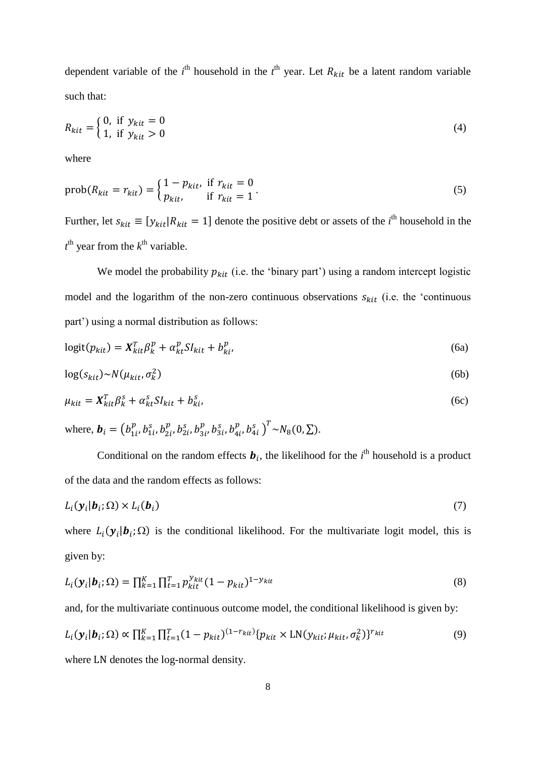dependent variable of the $i^{\text{th}}$ household in the $t^{\text{th}}$ year. Let $R_{kit}$ be a latent random variable such that:

$$R_{kit} = \begin{cases} 0, & \text{if } y_{kit} = 0 \\ 1, & \text{if } y_{kit} > 0 \end{cases} \tag{4}$$

where

$$\text{prob}(R_{kit} = r_{kit}) = \begin{cases} 1 - p_{kit}, & \text{if } r_{kit} = 0 \\ p_{kit}, & \text{if } r_{kit} = 1 \end{cases}. \tag{5}$$

Further, let $s_{kit} \equiv [y_{kit} | R_{kit} = 1]$ denote the positive debt or assets of the $i^{\text{th}}$ household in the $t^{\text{th}}$ year from the $k^{\text{th}}$ variable.

We model the probability $p_{kit}$ (i.e. the 'binary part') using a random intercept logistic model and the logarithm of the non-zero continuous observations $s_{kit}$ (i.e. the 'continuous part') using a normal distribution as follows:

$$\text{logit}(p_{kit}) = \boldsymbol{X}_{kit}^T \beta_k^p + \alpha_{kt}^p SI_{kit} + b_{ki}^p, \tag{6a}$$

$$\log(s_{kit}) \sim N(\mu_{kit}, \sigma_k^2) \tag{6b}$$

$$\mu_{kit} = \boldsymbol{X}_{kit}^T \beta_k^s + \alpha_{kt}^s SI_{kit} + b_{ki}^s, \tag{6c}$$

where, $\boldsymbol{b}_i = \left(b_{1i}^p, b_{1i}^s, b_{2i}^p, b_{2i}^s, b_{3i}^p, b_{3i}^s, b_{4i}^p, b_{4i}^s\right)^T \sim N_8(0, \sum)$.

Conditional on the random effects $\boldsymbol{b}_i$, the likelihood for the $i^{\text{th}}$ household is a product of the data and the random effects as follows:

$$L_i(\boldsymbol{y}_i | \boldsymbol{b}_i; \Omega) \times L_i(\boldsymbol{b}_i) \tag{7}$$

where $L_i(\boldsymbol{y}_i | \boldsymbol{b}_i; \Omega)$ is the conditional likelihood. For the multivariate logit model, this is given by:

$$L_i(\boldsymbol{y}_i | \boldsymbol{b}_i; \Omega) = \prod_{k=1}^{K} \prod_{t=1}^{T} p_{kit}^{y_{kit}} (1 - p_{kit})^{1 - y_{kit}} \tag{8}$$

and, for the multivariate continuous outcome model, the conditional likelihood is given by:

$$L_i(\boldsymbol{y}_i | \boldsymbol{b}_i; \Omega) \propto \prod_{k=1}^{K} \prod_{t=1}^{T} (1 - p_{kit})^{(1 - r_{kit})} \{p_{kit} \times \text{LN}(y_{kit}; \mu_{kit}, \sigma_k^2)\}^{r_{kit}} \tag{9}$$

where LN denotes the log-normal density.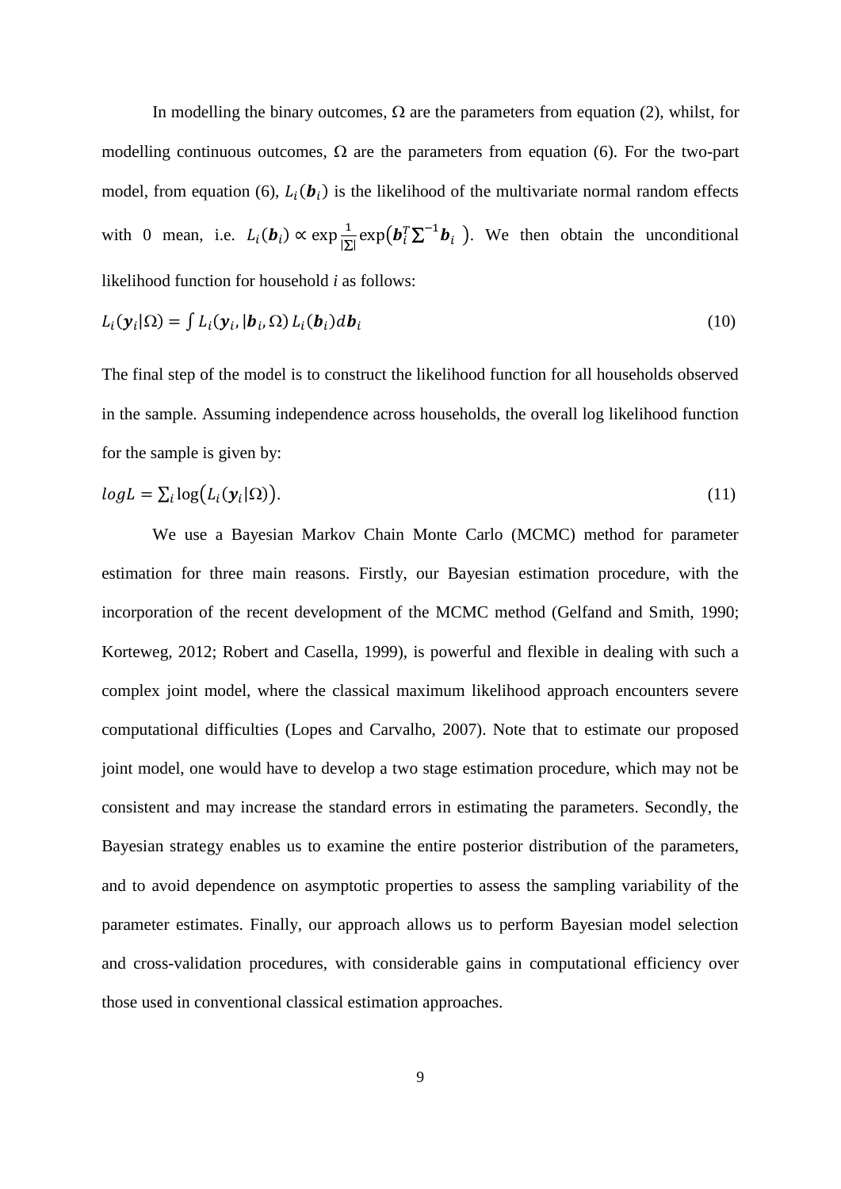In modelling the binary outcomes, $\Omega$ are the parameters from equation (2), whilst, for modelling continuous outcomes, $\Omega$ are the parameters from equation (6). For the two-part model, from equation (6), $L_i(\boldsymbol{b}_i)$ is the likelihood of the multivariate normal random effects with 0 mean, i.e. $L_i(\boldsymbol{b}_i) \propto \exp \frac{1}{|\Sigma|} \exp\left(\boldsymbol{b}_i^T \boldsymbol{\Sigma}^{-1} \boldsymbol{b}_i\right)$. We then obtain the unconditional likelihood function for household *i* as follows:

$$L_i(\boldsymbol{y}_i|\Omega) = \int L_i(\boldsymbol{y}_i, |\boldsymbol{b}_i, \Omega)\, L_i(\boldsymbol{b}_i) d\boldsymbol{b}_i \tag{10}$$

The final step of the model is to construct the likelihood function for all households observed in the sample. Assuming independence across households, the overall log likelihood function for the sample is given by:

$$logL = \sum_i \log\left(L_i(\boldsymbol{y}_i|\Omega)\right). \tag{11}$$

We use a Bayesian Markov Chain Monte Carlo (MCMC) method for parameter estimation for three main reasons. Firstly, our Bayesian estimation procedure, with the incorporation of the recent development of the MCMC method (Gelfand and Smith, 1990; Korteweg, 2012; Robert and Casella, 1999), is powerful and flexible in dealing with such a complex joint model, where the classical maximum likelihood approach encounters severe computational difficulties (Lopes and Carvalho, 2007). Note that to estimate our proposed joint model, one would have to develop a two stage estimation procedure, which may not be consistent and may increase the standard errors in estimating the parameters. Secondly, the Bayesian strategy enables us to examine the entire posterior distribution of the parameters, and to avoid dependence on asymptotic properties to assess the sampling variability of the parameter estimates. Finally, our approach allows us to perform Bayesian model selection and cross-validation procedures, with considerable gains in computational efficiency over those used in conventional classical estimation approaches.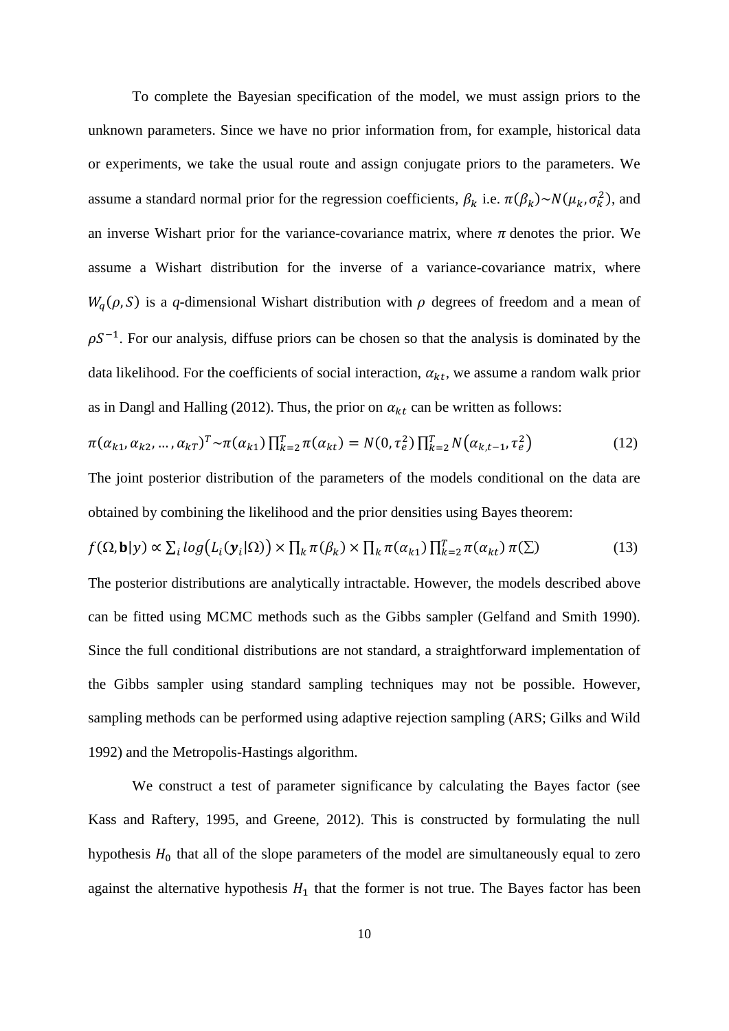To complete the Bayesian specification of the model, we must assign priors to the unknown parameters. Since we have no prior information from, for example, historical data or experiments, we take the usual route and assign conjugate priors to the parameters. We assume a standard normal prior for the regression coefficients, $\beta_k$ i.e. $\pi(\beta_k) \sim N(\mu_k, \sigma_k^2)$, and an inverse Wishart prior for the variance-covariance matrix, where $\pi$ denotes the prior. We assume a Wishart distribution for the inverse of a variance-covariance matrix, where $W_q(\rho, S)$ is a $q$-dimensional Wishart distribution with $\rho$ degrees of freedom and a mean of $\rho S^{-1}$. For our analysis, diffuse priors can be chosen so that the analysis is dominated by the data likelihood. For the coefficients of social interaction, $\alpha_{kt}$, we assume a random walk prior as in Dangl and Halling (2012). Thus, the prior on $\alpha_{kt}$ can be written as follows:

$$\pi(\alpha_{k1}, \alpha_{k2}, \dots, \alpha_{kT})^T \sim \pi(\alpha_{k1}) \prod_{k=2}^{T} \pi(\alpha_{kt}) = N(0, \tau_e^2) \prod_{k=2}^{T} N(\alpha_{k,t-1}, \tau_e^2) \tag{12}$$

The joint posterior distribution of the parameters of the models conditional on the data are obtained by combining the likelihood and the prior densities using Bayes theorem:

$$f(\Omega, \mathbf{b}|y) \propto \sum_i log\big(L_i(\boldsymbol{y}_i|\Omega)\big) \times \prod_k \pi(\beta_k) \times \prod_k \pi(\alpha_{k1}) \prod_{k=2}^{T} \pi(\alpha_{kt})\, \pi(\Sigma) \tag{13}$$

The posterior distributions are analytically intractable. However, the models described above can be fitted using MCMC methods such as the Gibbs sampler (Gelfand and Smith 1990). Since the full conditional distributions are not standard, a straightforward implementation of the Gibbs sampler using standard sampling techniques may not be possible. However, sampling methods can be performed using adaptive rejection sampling (ARS; Gilks and Wild 1992) and the Metropolis-Hastings algorithm.

We construct a test of parameter significance by calculating the Bayes factor (see Kass and Raftery, 1995, and Greene, 2012). This is constructed by formulating the null hypothesis $H_0$ that all of the slope parameters of the model are simultaneously equal to zero against the alternative hypothesis $H_1$ that the former is not true. The Bayes factor has been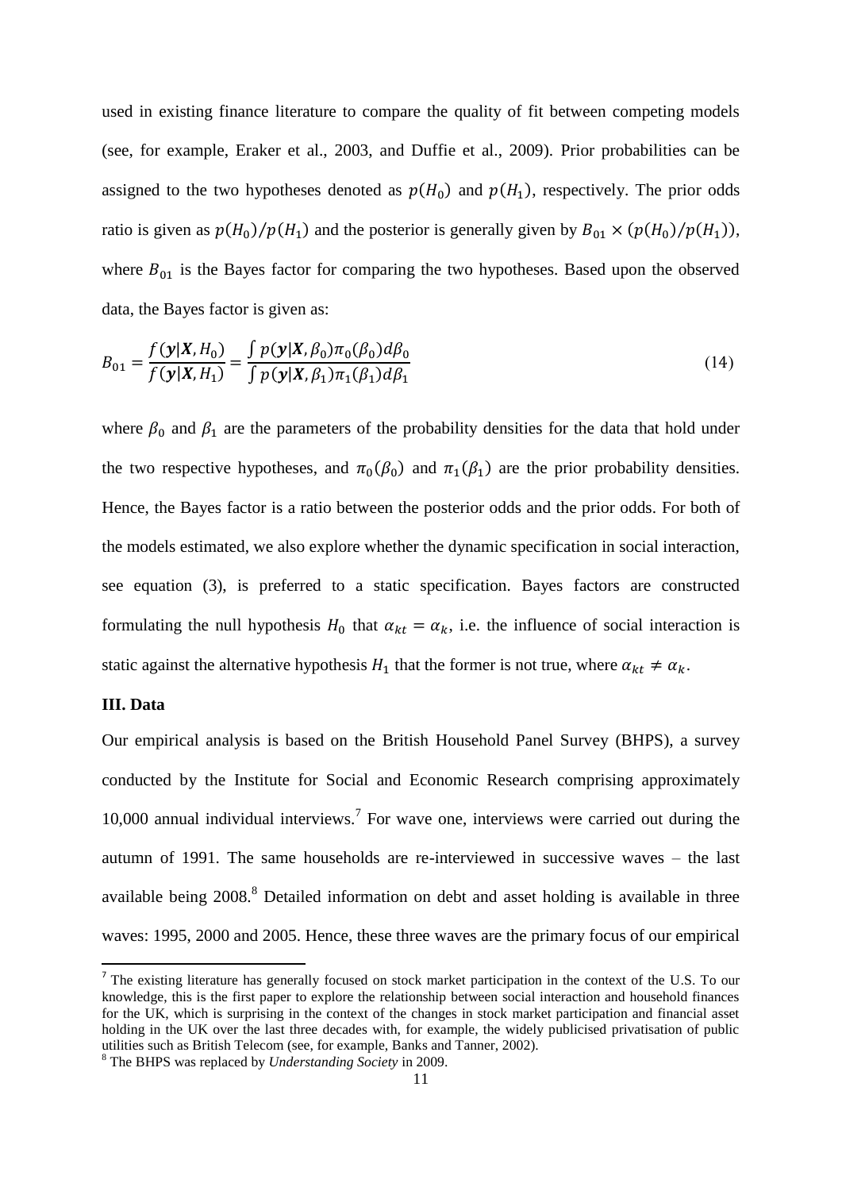used in existing finance literature to compare the quality of fit between competing models (see, for example, Eraker et al., 2003, and Duffie et al., 2009). Prior probabilities can be assigned to the two hypotheses denoted as $p(H_0)$ and $p(H_1)$, respectively. The prior odds ratio is given as $p(H_0)/p(H_1)$ and the posterior is generally given by $B_{01} \times (p(H_0)/p(H_1))$, where $B_{01}$ is the Bayes factor for comparing the two hypotheses. Based upon the observed data, the Bayes factor is given as:

$$B_{01} = \frac{f(\boldsymbol{y}|\boldsymbol{X}, H_0)}{f(\boldsymbol{y}|\boldsymbol{X}, H_1)} = \frac{\int p(\boldsymbol{y}|\boldsymbol{X}, \beta_0)\pi_0(\beta_0)d\beta_0}{\int p(\boldsymbol{y}|\boldsymbol{X}, \beta_1)\pi_1(\beta_1)d\beta_1} \tag{14}$$

where $\beta_0$ and $\beta_1$ are the parameters of the probability densities for the data that hold under the two respective hypotheses, and $\pi_0(\beta_0)$ and $\pi_1(\beta_1)$ are the prior probability densities. Hence, the Bayes factor is a ratio between the posterior odds and the prior odds. For both of the models estimated, we also explore whether the dynamic specification in social interaction, see equation (3), is preferred to a static specification. Bayes factors are constructed formulating the null hypothesis $H_0$ that $\alpha_{kt} = \alpha_k$, i.e. the influence of social interaction is static against the alternative hypothesis $H_1$ that the former is not true, where $\alpha_{kt} \neq \alpha_k$.

## III. Data

Our empirical analysis is based on the British Household Panel Survey (BHPS), a survey conducted by the Institute for Social and Economic Research comprising approximately 10,000 annual individual interviews.[7] For wave one, interviews were carried out during the autumn of 1991. The same households are re-interviewed in successive waves – the last available being 2008.[8] Detailed information on debt and asset holding is available in three waves: 1995, 2000 and 2005. Hence, these three waves are the primary focus of our empirical

---

[7] The existing literature has generally focused on stock market participation in the context of the U.S. To our knowledge, this is the first paper to explore the relationship between social interaction and household finances for the UK, which is surprising in the context of the changes in stock market participation and financial asset holding in the UK over the last three decades with, for example, the widely publicised privatisation of public utilities such as British Telecom (see, for example, Banks and Tanner, 2002).

[8] The BHPS was replaced by *Understanding Society* in 2009.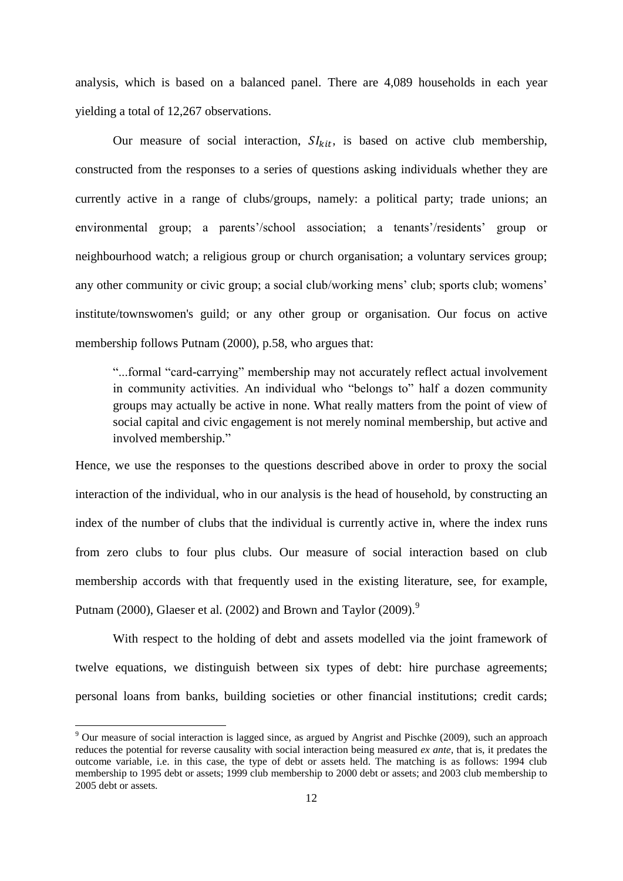analysis, which is based on a balanced panel. There are 4,089 households in each year yielding a total of 12,267 observations.

Our measure of social interaction, $SI_{kit}$, is based on active club membership, constructed from the responses to a series of questions asking individuals whether they are currently active in a range of clubs/groups, namely: a political party; trade unions; an environmental group; a parents'/school association; a tenants'/residents' group or neighbourhood watch; a religious group or church organisation; a voluntary services group; any other community or civic group; a social club/working mens' club; sports club; womens' institute/townswomen's guild; or any other group or organisation. Our focus on active membership follows Putnam (2000), p.58, who argues that:

> "...formal "card-carrying" membership may not accurately reflect actual involvement in community activities. An individual who "belongs to" half a dozen community groups may actually be active in none. What really matters from the point of view of social capital and civic engagement is not merely nominal membership, but active and involved membership."

Hence, we use the responses to the questions described above in order to proxy the social interaction of the individual, who in our analysis is the head of household, by constructing an index of the number of clubs that the individual is currently active in, where the index runs from zero clubs to four plus clubs. Our measure of social interaction based on club membership accords with that frequently used in the existing literature, see, for example, Putnam (2000), Glaeser et al. (2002) and Brown and Taylor (2009).[9]

With respect to the holding of debt and assets modelled via the joint framework of twelve equations, we distinguish between six types of debt: hire purchase agreements; personal loans from banks, building societies or other financial institutions; credit cards;

---

[9] Our measure of social interaction is lagged since, as argued by Angrist and Pischke (2009), such an approach reduces the potential for reverse causality with social interaction being measured *ex ante*, that is, it predates the outcome variable, i.e. in this case, the type of debt or assets held. The matching is as follows: 1994 club membership to 1995 debt or assets; 1999 club membership to 2000 debt or assets; and 2003 club membership to 2005 debt or assets.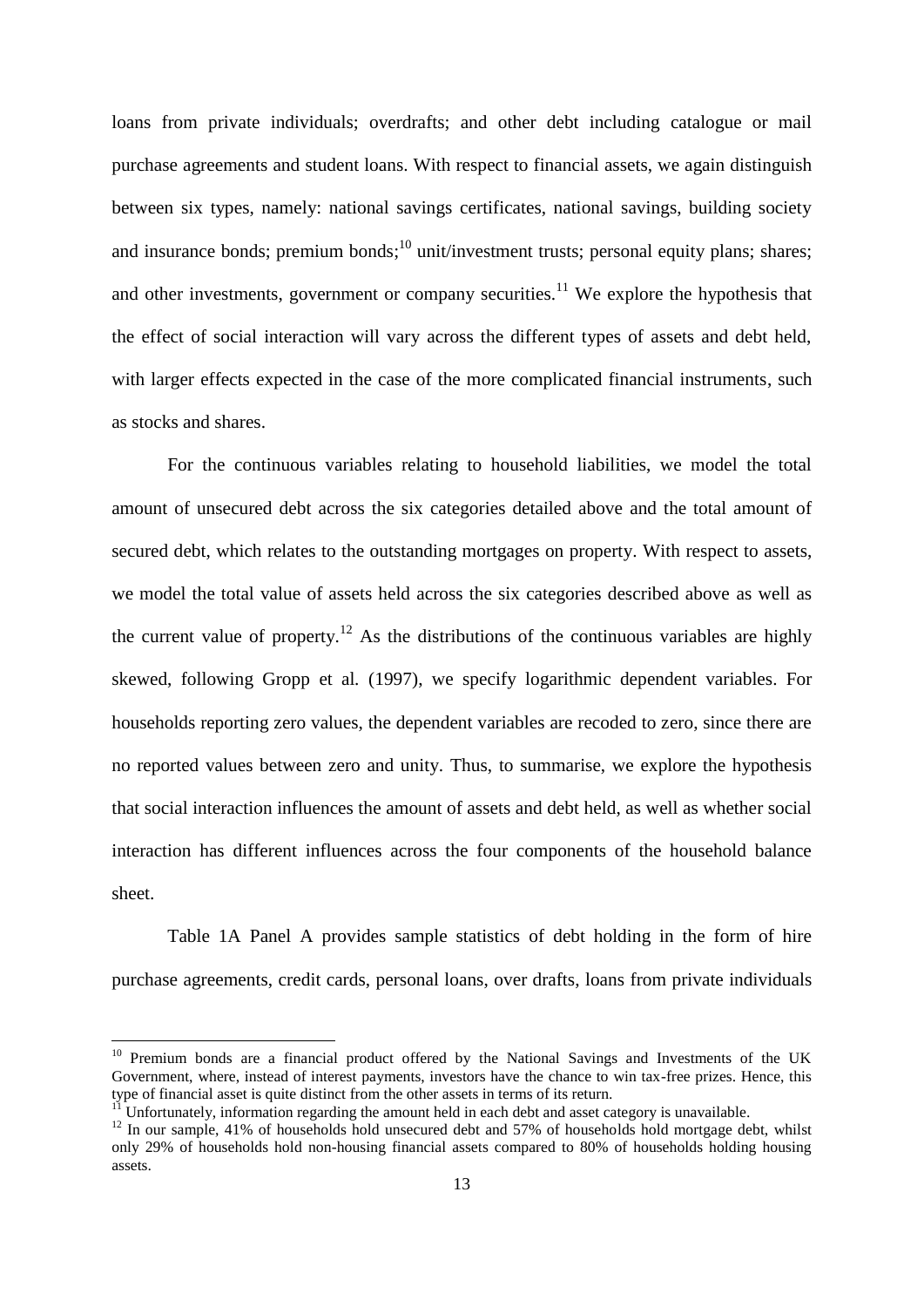loans from private individuals; overdrafts; and other debt including catalogue or mail purchase agreements and student loans. With respect to financial assets, we again distinguish between six types, namely: national savings certificates, national savings, building society and insurance bonds; premium bonds;[10] unit/investment trusts; personal equity plans; shares; and other investments, government or company securities.[11] We explore the hypothesis that the effect of social interaction will vary across the different types of assets and debt held, with larger effects expected in the case of the more complicated financial instruments, such as stocks and shares.

For the continuous variables relating to household liabilities, we model the total amount of unsecured debt across the six categories detailed above and the total amount of secured debt, which relates to the outstanding mortgages on property. With respect to assets, we model the total value of assets held across the six categories described above as well as the current value of property.[12] As the distributions of the continuous variables are highly skewed, following Gropp et al. (1997), we specify logarithmic dependent variables. For households reporting zero values, the dependent variables are recoded to zero, since there are no reported values between zero and unity. Thus, to summarise, we explore the hypothesis that social interaction influences the amount of assets and debt held, as well as whether social interaction has different influences across the four components of the household balance sheet.

Table 1A Panel A provides sample statistics of debt holding in the form of hire purchase agreements, credit cards, personal loans, over drafts, loans from private individuals

---

[10] Premium bonds are a financial product offered by the National Savings and Investments of the UK Government, where, instead of interest payments, investors have the chance to win tax-free prizes. Hence, this type of financial asset is quite distinct from the other assets in terms of its return.

[11] Unfortunately, information regarding the amount held in each debt and asset category is unavailable.

[12] In our sample, 41% of households hold unsecured debt and 57% of households hold mortgage debt, whilst only 29% of households hold non-housing financial assets compared to 80% of households holding housing assets.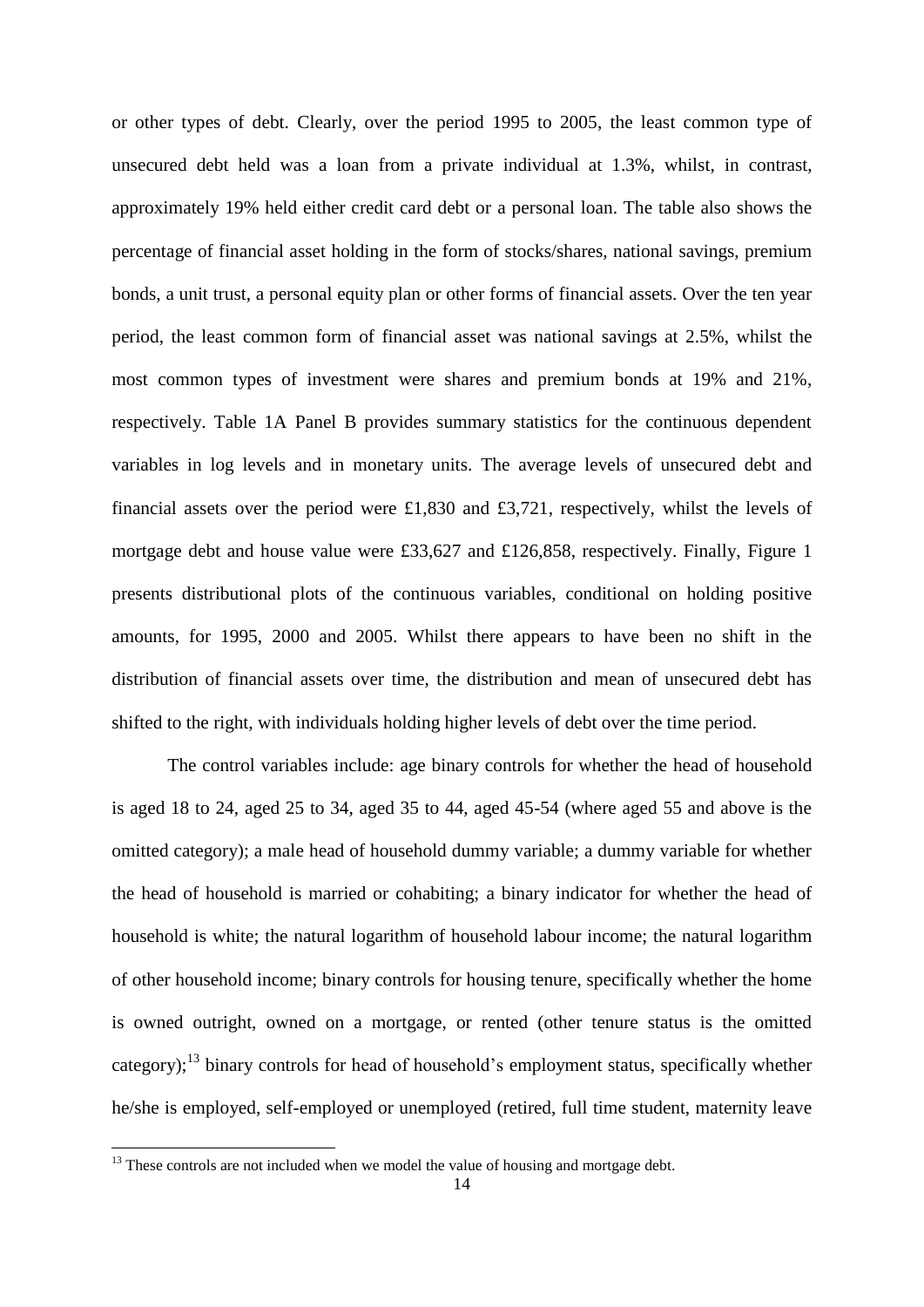or other types of debt. Clearly, over the period 1995 to 2005, the least common type of unsecured debt held was a loan from a private individual at 1.3%, whilst, in contrast, approximately 19% held either credit card debt or a personal loan. The table also shows the percentage of financial asset holding in the form of stocks/shares, national savings, premium bonds, a unit trust, a personal equity plan or other forms of financial assets. Over the ten year period, the least common form of financial asset was national savings at 2.5%, whilst the most common types of investment were shares and premium bonds at 19% and 21%, respectively. Table 1A Panel B provides summary statistics for the continuous dependent variables in log levels and in monetary units. The average levels of unsecured debt and financial assets over the period were £1,830 and £3,721, respectively, whilst the levels of mortgage debt and house value were £33,627 and £126,858, respectively. Finally, Figure 1 presents distributional plots of the continuous variables, conditional on holding positive amounts, for 1995, 2000 and 2005. Whilst there appears to have been no shift in the distribution of financial assets over time, the distribution and mean of unsecured debt has shifted to the right, with individuals holding higher levels of debt over the time period.

The control variables include: age binary controls for whether the head of household is aged 18 to 24, aged 25 to 34, aged 35 to 44, aged 45-54 (where aged 55 and above is the omitted category); a male head of household dummy variable; a dummy variable for whether the head of household is married or cohabiting; a binary indicator for whether the head of household is white; the natural logarithm of household labour income; the natural logarithm of other household income; binary controls for housing tenure, specifically whether the home is owned outright, owned on a mortgage, or rented (other tenure status is the omitted category);[13] binary controls for head of household's employment status, specifically whether he/she is employed, self-employed or unemployed (retired, full time student, maternity leave

[13] These controls are not included when we model the value of housing and mortgage debt.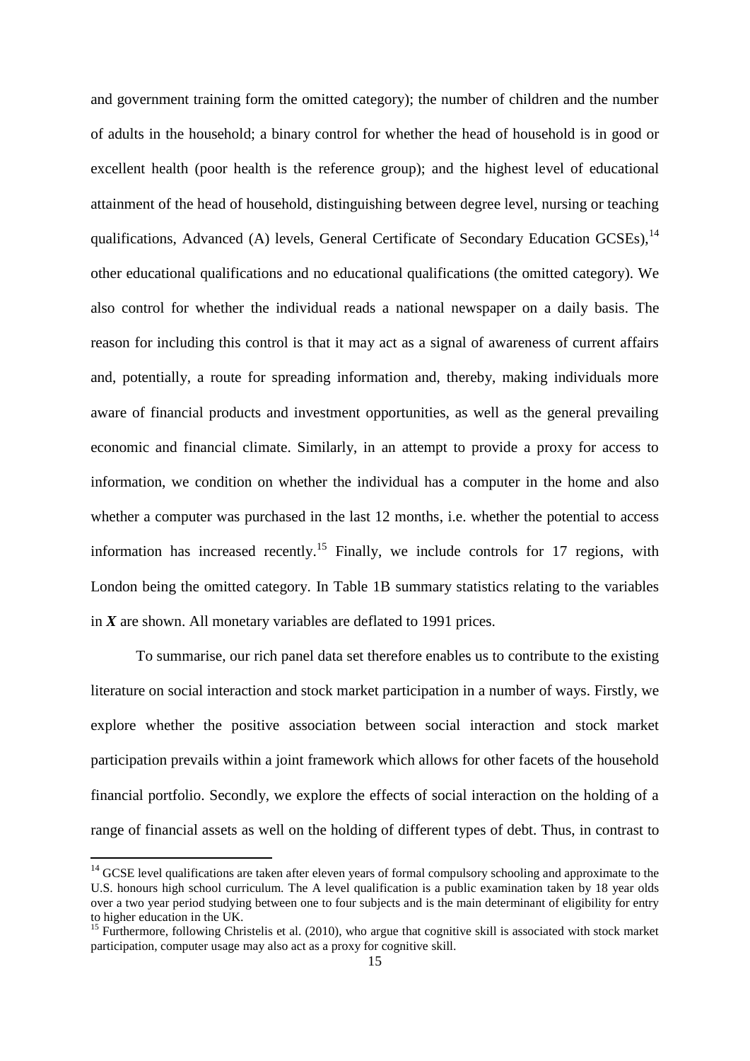and government training form the omitted category); the number of children and the number of adults in the household; a binary control for whether the head of household is in good or excellent health (poor health is the reference group); and the highest level of educational attainment of the head of household, distinguishing between degree level, nursing or teaching qualifications, Advanced (A) levels, General Certificate of Secondary Education GCSEs),[14] other educational qualifications and no educational qualifications (the omitted category). We also control for whether the individual reads a national newspaper on a daily basis. The reason for including this control is that it may act as a signal of awareness of current affairs and, potentially, a route for spreading information and, thereby, making individuals more aware of financial products and investment opportunities, as well as the general prevailing economic and financial climate. Similarly, in an attempt to provide a proxy for access to information, we condition on whether the individual has a computer in the home and also whether a computer was purchased in the last 12 months, i.e. whether the potential to access information has increased recently.[15] Finally, we include controls for 17 regions, with London being the omitted category. In Table 1B summary statistics relating to the variables in $\boldsymbol{X}$ are shown. All monetary variables are deflated to 1991 prices.

To summarise, our rich panel data set therefore enables us to contribute to the existing literature on social interaction and stock market participation in a number of ways. Firstly, we explore whether the positive association between social interaction and stock market participation prevails within a joint framework which allows for other facets of the household financial portfolio. Secondly, we explore the effects of social interaction on the holding of a range of financial assets as well on the holding of different types of debt. Thus, in contrast to

[14] GCSE level qualifications are taken after eleven years of formal compulsory schooling and approximate to the U.S. honours high school curriculum. The A level qualification is a public examination taken by 18 year olds over a two year period studying between one to four subjects and is the main determinant of eligibility for entry to higher education in the UK.

[15] Furthermore, following Christelis et al. (2010), who argue that cognitive skill is associated with stock market participation, computer usage may also act as a proxy for cognitive skill.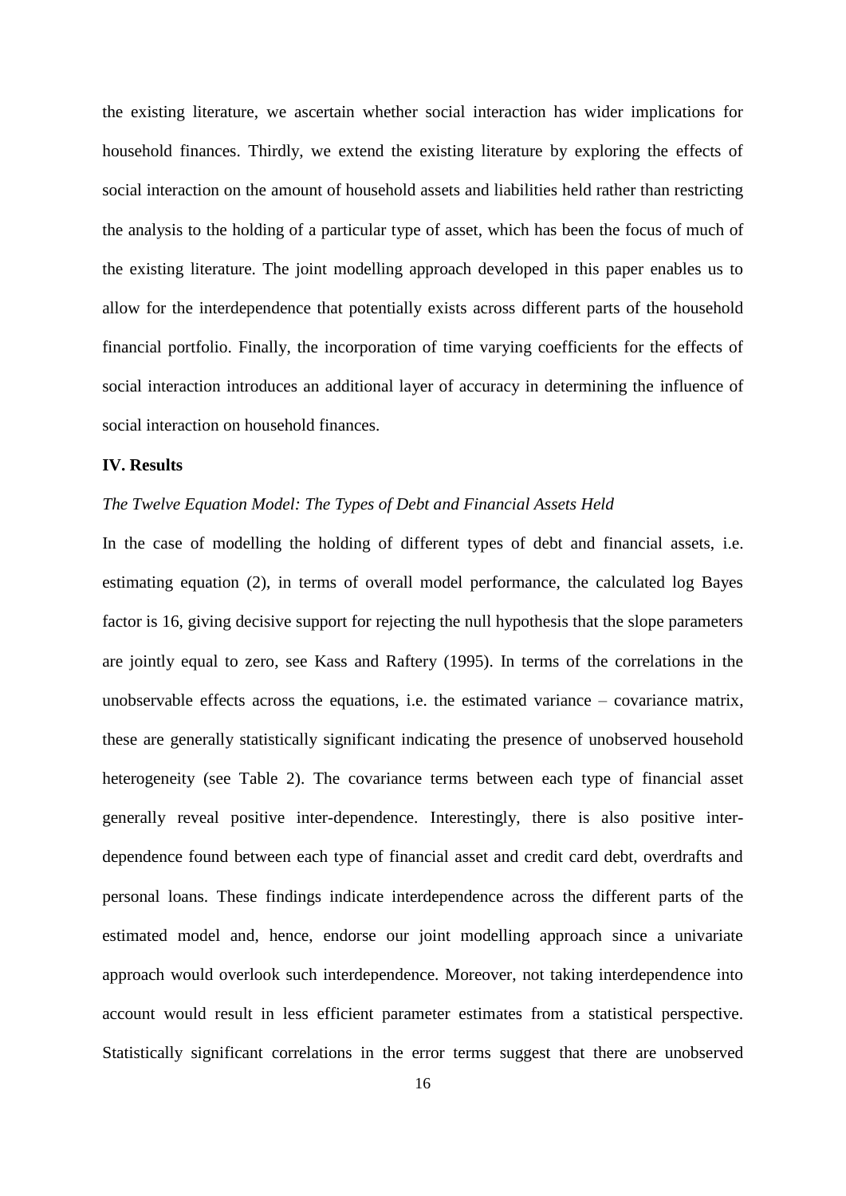the existing literature, we ascertain whether social interaction has wider implications for household finances. Thirdly, we extend the existing literature by exploring the effects of social interaction on the amount of household assets and liabilities held rather than restricting the analysis to the holding of a particular type of asset, which has been the focus of much of the existing literature. The joint modelling approach developed in this paper enables us to allow for the interdependence that potentially exists across different parts of the household financial portfolio. Finally, the incorporation of time varying coefficients for the effects of social interaction introduces an additional layer of accuracy in determining the influence of social interaction on household finances.

## IV. Results

*The Twelve Equation Model: The Types of Debt and Financial Assets Held*

In the case of modelling the holding of different types of debt and financial assets, i.e. estimating equation (2), in terms of overall model performance, the calculated log Bayes factor is 16, giving decisive support for rejecting the null hypothesis that the slope parameters are jointly equal to zero, see Kass and Raftery (1995). In terms of the correlations in the unobservable effects across the equations, i.e. the estimated variance – covariance matrix, these are generally statistically significant indicating the presence of unobserved household heterogeneity (see Table 2). The covariance terms between each type of financial asset generally reveal positive inter-dependence. Interestingly, there is also positive inter-dependence found between each type of financial asset and credit card debt, overdrafts and personal loans. These findings indicate interdependence across the different parts of the estimated model and, hence, endorse our joint modelling approach since a univariate approach would overlook such interdependence. Moreover, not taking interdependence into account would result in less efficient parameter estimates from a statistical perspective. Statistically significant correlations in the error terms suggest that there are unobserved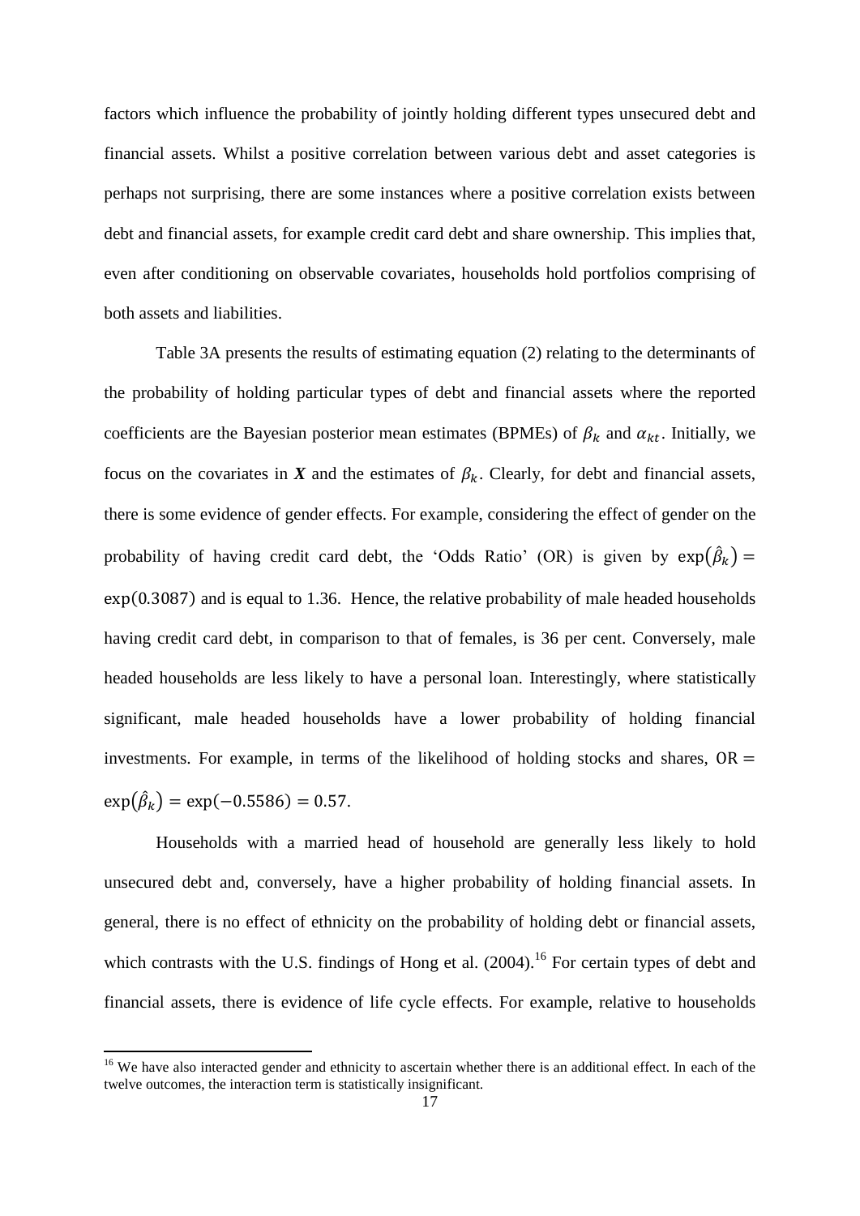factors which influence the probability of jointly holding different types unsecured debt and financial assets. Whilst a positive correlation between various debt and asset categories is perhaps not surprising, there are some instances where a positive correlation exists between debt and financial assets, for example credit card debt and share ownership. This implies that, even after conditioning on observable covariates, households hold portfolios comprising of both assets and liabilities.

Table 3A presents the results of estimating equation (2) relating to the determinants of the probability of holding particular types of debt and financial assets where the reported coefficients are the Bayesian posterior mean estimates (BPMEs) of $\beta_k$ and $\alpha_{kt}$. Initially, we focus on the covariates in $\boldsymbol{X}$ and the estimates of $\beta_k$. Clearly, for debt and financial assets, there is some evidence of gender effects. For example, considering the effect of gender on the probability of having credit card debt, the 'Odds Ratio' (OR) is given by $\exp(\hat{\beta}_k) = \exp(0.3087)$ and is equal to 1.36. Hence, the relative probability of male headed households having credit card debt, in comparison to that of females, is 36 per cent. Conversely, male headed households are less likely to have a personal loan. Interestingly, where statistically significant, male headed households have a lower probability of holding financial investments. For example, in terms of the likelihood of holding stocks and shares, $\text{OR} = \exp(\hat{\beta}_k) = \exp(-0.5586) = 0.57$.

Households with a married head of household are generally less likely to hold unsecured debt and, conversely, have a higher probability of holding financial assets. In general, there is no effect of ethnicity on the probability of holding debt or financial assets, which contrasts with the U.S. findings of Hong et al. (2004).[16] For certain types of debt and financial assets, there is evidence of life cycle effects. For example, relative to households

[16] We have also interacted gender and ethnicity to ascertain whether there is an additional effect. In each of the twelve outcomes, the interaction term is statistically insignificant.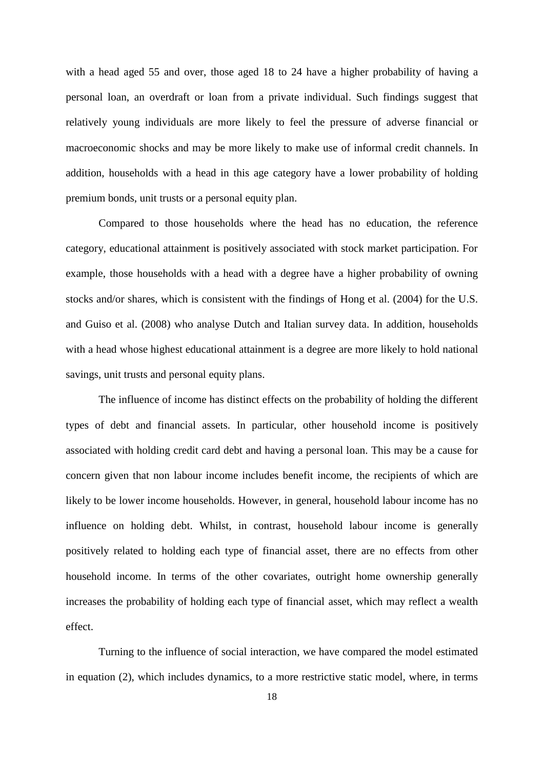with a head aged 55 and over, those aged 18 to 24 have a higher probability of having a personal loan, an overdraft or loan from a private individual. Such findings suggest that relatively young individuals are more likely to feel the pressure of adverse financial or macroeconomic shocks and may be more likely to make use of informal credit channels. In addition, households with a head in this age category have a lower probability of holding premium bonds, unit trusts or a personal equity plan.

Compared to those households where the head has no education, the reference category, educational attainment is positively associated with stock market participation. For example, those households with a head with a degree have a higher probability of owning stocks and/or shares, which is consistent with the findings of Hong et al. (2004) for the U.S. and Guiso et al. (2008) who analyse Dutch and Italian survey data. In addition, households with a head whose highest educational attainment is a degree are more likely to hold national savings, unit trusts and personal equity plans.

The influence of income has distinct effects on the probability of holding the different types of debt and financial assets. In particular, other household income is positively associated with holding credit card debt and having a personal loan. This may be a cause for concern given that non labour income includes benefit income, the recipients of which are likely to be lower income households. However, in general, household labour income has no influence on holding debt. Whilst, in contrast, household labour income is generally positively related to holding each type of financial asset, there are no effects from other household income. In terms of the other covariates, outright home ownership generally increases the probability of holding each type of financial asset, which may reflect a wealth effect.

Turning to the influence of social interaction, we have compared the model estimated in equation (2), which includes dynamics, to a more restrictive static model, where, in terms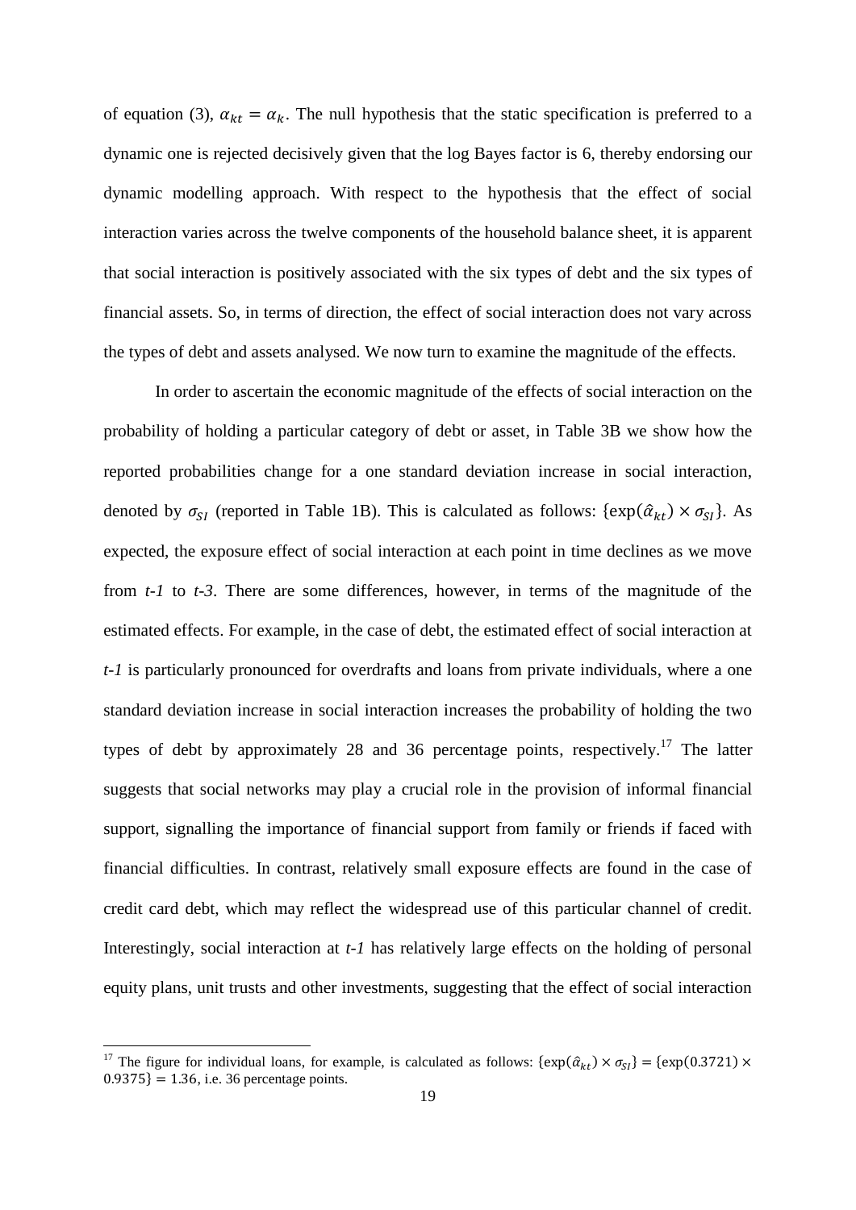of equation (3), $\alpha_{kt} = \alpha_k$. The null hypothesis that the static specification is preferred to a dynamic one is rejected decisively given that the log Bayes factor is 6, thereby endorsing our dynamic modelling approach. With respect to the hypothesis that the effect of social interaction varies across the twelve components of the household balance sheet, it is apparent that social interaction is positively associated with the six types of debt and the six types of financial assets. So, in terms of direction, the effect of social interaction does not vary across the types of debt and assets analysed. We now turn to examine the magnitude of the effects.

In order to ascertain the economic magnitude of the effects of social interaction on the probability of holding a particular category of debt or asset, in Table 3B we show how the reported probabilities change for a one standard deviation increase in social interaction, denoted by $\sigma_{SI}$ (reported in Table 1B). This is calculated as follows: $\{\exp(\hat{\alpha}_{kt}) \times \sigma_{SI}\}$. As expected, the exposure effect of social interaction at each point in time declines as we move from *t-1* to *t-3*. There are some differences, however, in terms of the magnitude of the estimated effects. For example, in the case of debt, the estimated effect of social interaction at *t-1* is particularly pronounced for overdrafts and loans from private individuals, where a one standard deviation increase in social interaction increases the probability of holding the two types of debt by approximately 28 and 36 percentage points, respectively.[17] The latter suggests that social networks may play a crucial role in the provision of informal financial support, signalling the importance of financial support from family or friends if faced with financial difficulties. In contrast, relatively small exposure effects are found in the case of credit card debt, which may reflect the widespread use of this particular channel of credit. Interestingly, social interaction at *t-1* has relatively large effects on the holding of personal equity plans, unit trusts and other investments, suggesting that the effect of social interaction

---

[17] The figure for individual loans, for example, is calculated as follows: $\{\exp(\hat{\alpha}_{kt}) \times \sigma_{SI}\} = \{\exp(0.3721) \times 0.9375\} = 1.36$, i.e. 36 percentage points.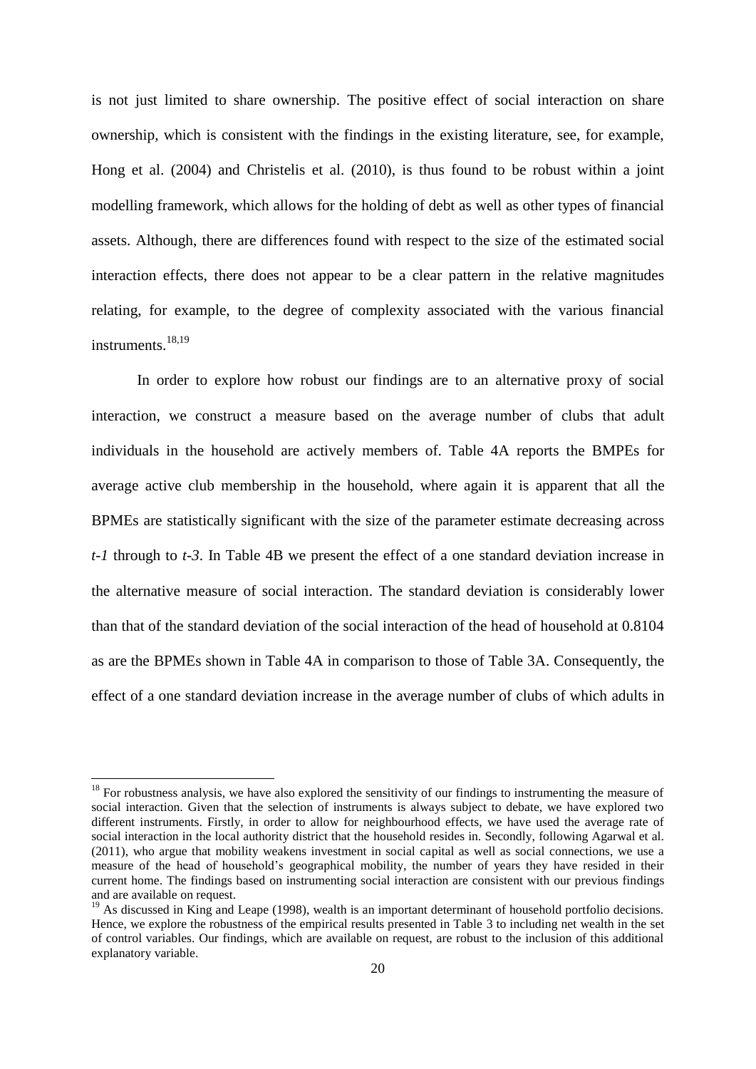is not just limited to share ownership. The positive effect of social interaction on share ownership, which is consistent with the findings in the existing literature, see, for example, Hong et al. (2004) and Christelis et al. (2010), is thus found to be robust within a joint modelling framework, which allows for the holding of debt as well as other types of financial assets. Although, there are differences found with respect to the size of the estimated social interaction effects, there does not appear to be a clear pattern in the relative magnitudes relating, for example, to the degree of complexity associated with the various financial instruments.[18,19]

In order to explore how robust our findings are to an alternative proxy of social interaction, we construct a measure based on the average number of clubs that adult individuals in the household are actively members of. Table 4A reports the BMPEs for average active club membership in the household, where again it is apparent that all the BPMEs are statistically significant with the size of the parameter estimate decreasing across *t-1* through to *t-3*. In Table 4B we present the effect of a one standard deviation increase in the alternative measure of social interaction. The standard deviation is considerably lower than that of the standard deviation of the social interaction of the head of household at 0.8104 as are the BPMEs shown in Table 4A in comparison to those of Table 3A. Consequently, the effect of a one standard deviation increase in the average number of clubs of which adults in

---

[18] For robustness analysis, we have also explored the sensitivity of our findings to instrumenting the measure of social interaction. Given that the selection of instruments is always subject to debate, we have explored two different instruments. Firstly, in order to allow for neighbourhood effects, we have used the average rate of social interaction in the local authority district that the household resides in. Secondly, following Agarwal et al. (2011), who argue that mobility weakens investment in social capital as well as social connections, we use a measure of the head of household's geographical mobility, the number of years they have resided in their current home. The findings based on instrumenting social interaction are consistent with our previous findings and are available on request.

[19] As discussed in King and Leape (1998), wealth is an important determinant of household portfolio decisions. Hence, we explore the robustness of the empirical results presented in Table 3 to including net wealth in the set of control variables. Our findings, which are available on request, are robust to the inclusion of this additional explanatory variable.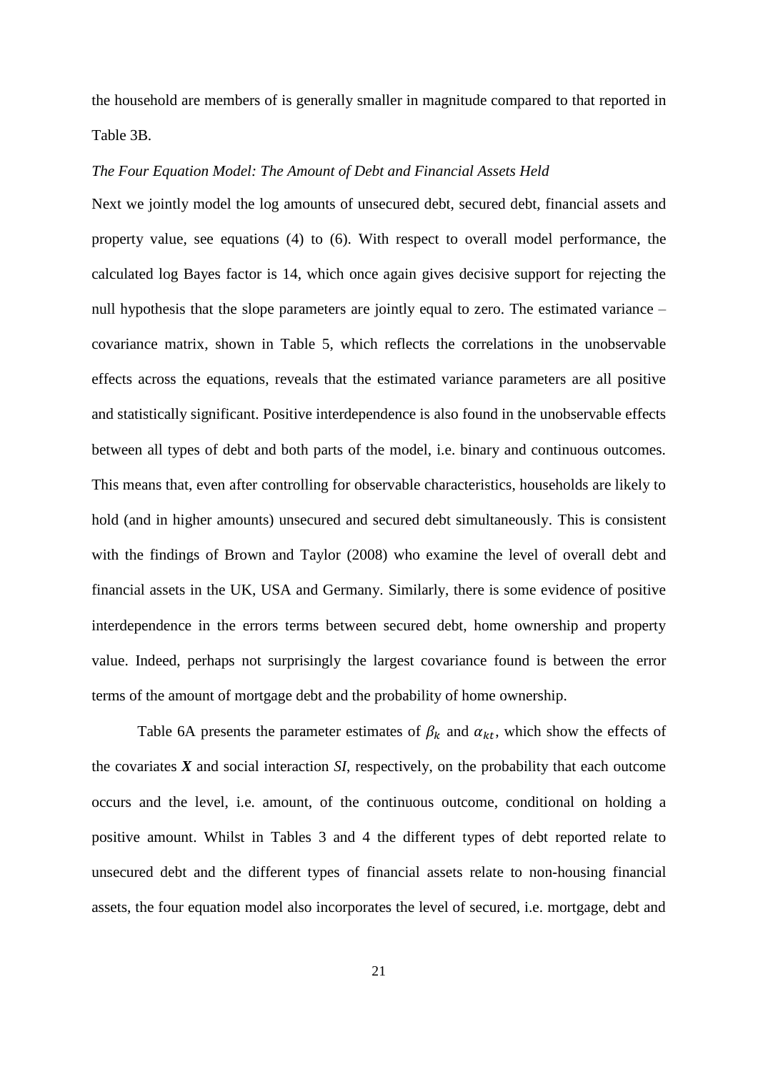the household are members of is generally smaller in magnitude compared to that reported in Table 3B.

*The Four Equation Model: The Amount of Debt and Financial Assets Held*

Next we jointly model the log amounts of unsecured debt, secured debt, financial assets and property value, see equations (4) to (6). With respect to overall model performance, the calculated log Bayes factor is 14, which once again gives decisive support for rejecting the null hypothesis that the slope parameters are jointly equal to zero. The estimated variance – covariance matrix, shown in Table 5, which reflects the correlations in the unobservable effects across the equations, reveals that the estimated variance parameters are all positive and statistically significant. Positive interdependence is also found in the unobservable effects between all types of debt and both parts of the model, i.e. binary and continuous outcomes. This means that, even after controlling for observable characteristics, households are likely to hold (and in higher amounts) unsecured and secured debt simultaneously. This is consistent with the findings of Brown and Taylor (2008) who examine the level of overall debt and financial assets in the UK, USA and Germany. Similarly, there is some evidence of positive interdependence in the errors terms between secured debt, home ownership and property value. Indeed, perhaps not surprisingly the largest covariance found is between the error terms of the amount of mortgage debt and the probability of home ownership.

Table 6A presents the parameter estimates of $\beta_k$ and $\alpha_{kt}$, which show the effects of the covariates $\boldsymbol{X}$ and social interaction *SI*, respectively, on the probability that each outcome occurs and the level, i.e. amount, of the continuous outcome, conditional on holding a positive amount. Whilst in Tables 3 and 4 the different types of debt reported relate to unsecured debt and the different types of financial assets relate to non-housing financial assets, the four equation model also incorporates the level of secured, i.e. mortgage, debt and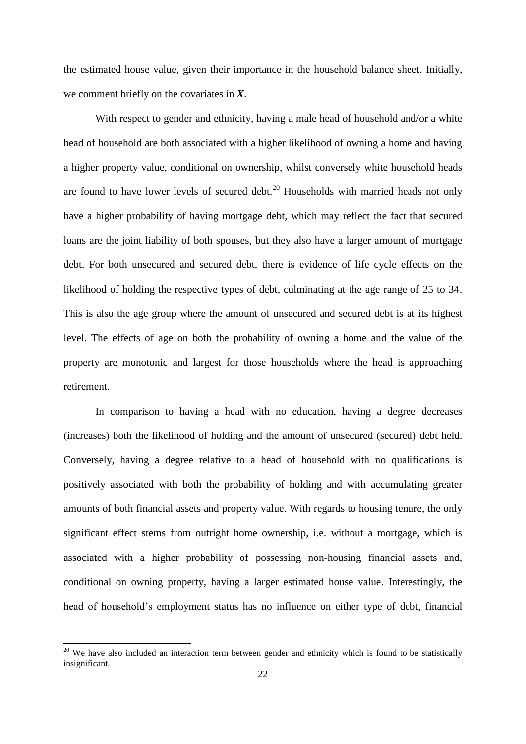the estimated house value, given their importance in the household balance sheet. Initially, we comment briefly on the covariates in $\boldsymbol{X}$.

With respect to gender and ethnicity, having a male head of household and/or a white head of household are both associated with a higher likelihood of owning a home and having a higher property value, conditional on ownership, whilst conversely white household heads are found to have lower levels of secured debt.[20] Households with married heads not only have a higher probability of having mortgage debt, which may reflect the fact that secured loans are the joint liability of both spouses, but they also have a larger amount of mortgage debt. For both unsecured and secured debt, there is evidence of life cycle effects on the likelihood of holding the respective types of debt, culminating at the age range of 25 to 34. This is also the age group where the amount of unsecured and secured debt is at its highest level. The effects of age on both the probability of owning a home and the value of the property are monotonic and largest for those households where the head is approaching retirement.

In comparison to having a head with no education, having a degree decreases (increases) both the likelihood of holding and the amount of unsecured (secured) debt held. Conversely, having a degree relative to a head of household with no qualifications is positively associated with both the probability of holding and with accumulating greater amounts of both financial assets and property value. With regards to housing tenure, the only significant effect stems from outright home ownership, i.e. without a mortgage, which is associated with a higher probability of possessing non-housing financial assets and, conditional on owning property, having a larger estimated house value. Interestingly, the head of household's employment status has no influence on either type of debt, financial

[20] We have also included an interaction term between gender and ethnicity which is found to be statistically insignificant.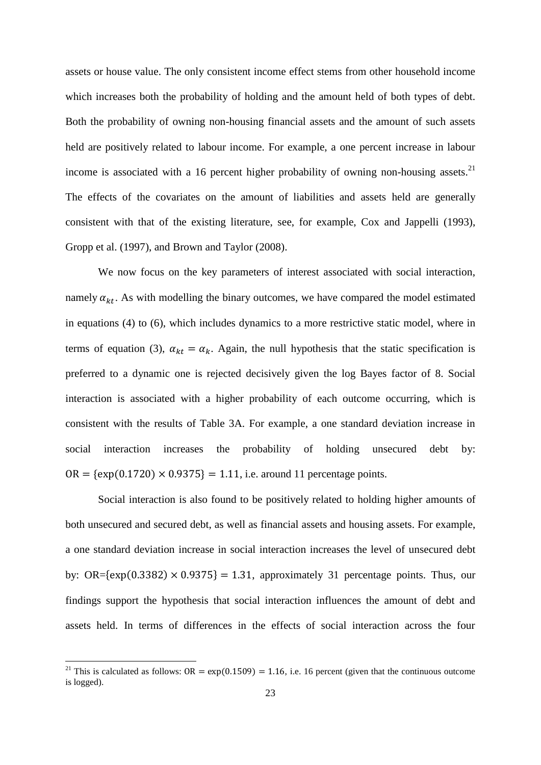assets or house value. The only consistent income effect stems from other household income which increases both the probability of holding and the amount held of both types of debt. Both the probability of owning non-housing financial assets and the amount of such assets held are positively related to labour income. For example, a one percent increase in labour income is associated with a 16 percent higher probability of owning non-housing assets.[21] The effects of the covariates on the amount of liabilities and assets held are generally consistent with that of the existing literature, see, for example, Cox and Jappelli (1993), Gropp et al. (1997), and Brown and Taylor (2008).

We now focus on the key parameters of interest associated with social interaction, namely $\alpha_{kt}$. As with modelling the binary outcomes, we have compared the model estimated in equations (4) to (6), which includes dynamics to a more restrictive static model, where in terms of equation (3), $\alpha_{kt} = \alpha_k$. Again, the null hypothesis that the static specification is preferred to a dynamic one is rejected decisively given the log Bayes factor of 8. Social interaction is associated with a higher probability of each outcome occurring, which is consistent with the results of Table 3A. For example, a one standard deviation increase in social interaction increases the probability of holding unsecured debt by: $\mathrm{OR} = \{\exp(0.1720) \times 0.9375\} = 1.11$, i.e. around 11 percentage points.

Social interaction is also found to be positively related to holding higher amounts of both unsecured and secured debt, as well as financial assets and housing assets. For example, a one standard deviation increase in social interaction increases the level of unsecured debt by: $\mathrm{OR}=\{\exp(0.3382) \times 0.9375\} = 1.31$, approximately 31 percentage points. Thus, our findings support the hypothesis that social interaction influences the amount of debt and assets held. In terms of differences in the effects of social interaction across the four

[21] This is calculated as follows: $\mathrm{OR} = \exp(0.1509) = 1.16$, i.e. 16 percent (given that the continuous outcome is logged).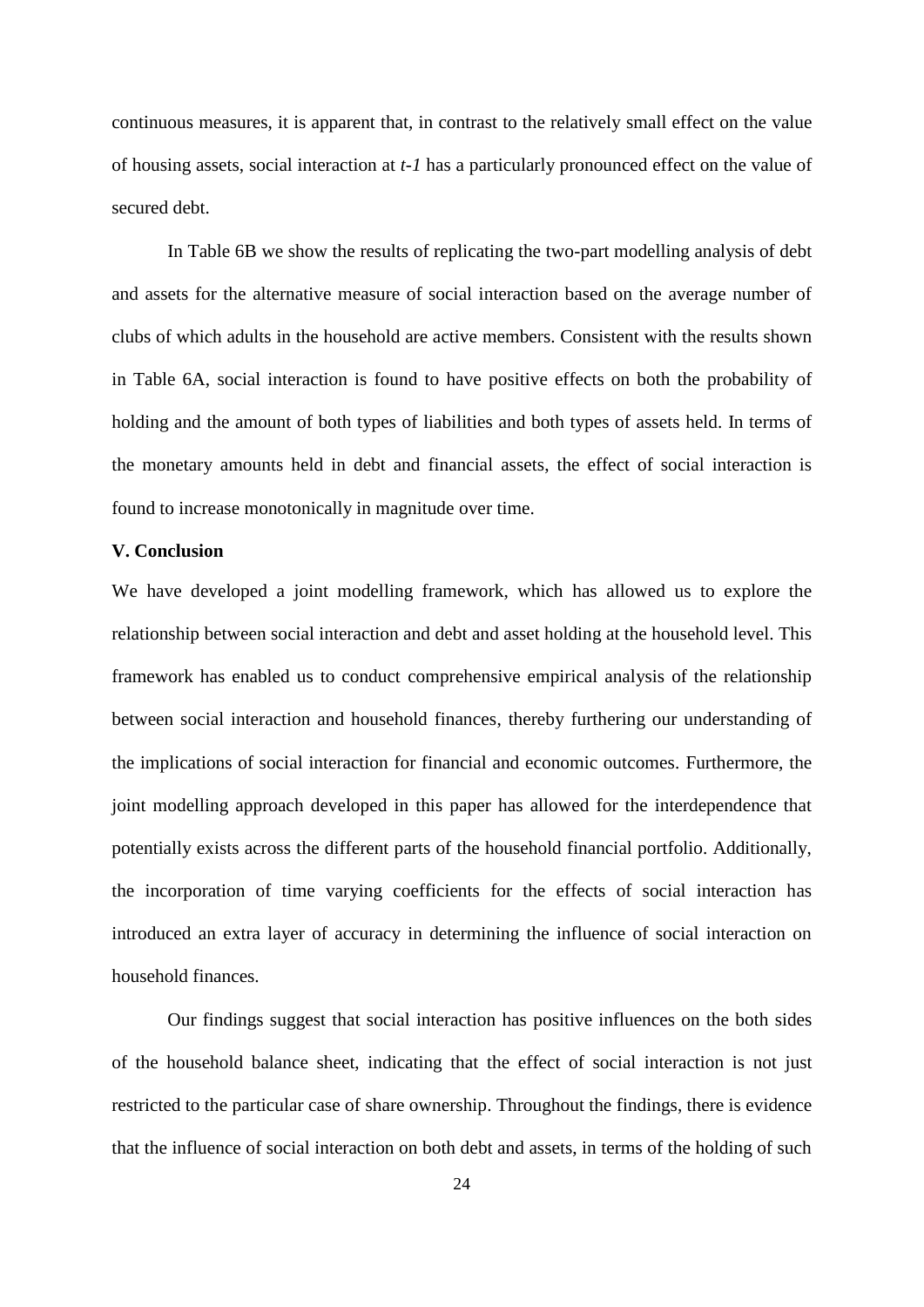continuous measures, it is apparent that, in contrast to the relatively small effect on the value of housing assets, social interaction at *t-1* has a particularly pronounced effect on the value of secured debt.

In Table 6B we show the results of replicating the two-part modelling analysis of debt and assets for the alternative measure of social interaction based on the average number of clubs of which adults in the household are active members. Consistent with the results shown in Table 6A, social interaction is found to have positive effects on both the probability of holding and the amount of both types of liabilities and both types of assets held. In terms of the monetary amounts held in debt and financial assets, the effect of social interaction is found to increase monotonically in magnitude over time.

## V. Conclusion

We have developed a joint modelling framework, which has allowed us to explore the relationship between social interaction and debt and asset holding at the household level. This framework has enabled us to conduct comprehensive empirical analysis of the relationship between social interaction and household finances, thereby furthering our understanding of the implications of social interaction for financial and economic outcomes. Furthermore, the joint modelling approach developed in this paper has allowed for the interdependence that potentially exists across the different parts of the household financial portfolio. Additionally, the incorporation of time varying coefficients for the effects of social interaction has introduced an extra layer of accuracy in determining the influence of social interaction on household finances.

Our findings suggest that social interaction has positive influences on the both sides of the household balance sheet, indicating that the effect of social interaction is not just restricted to the particular case of share ownership. Throughout the findings, there is evidence that the influence of social interaction on both debt and assets, in terms of the holding of such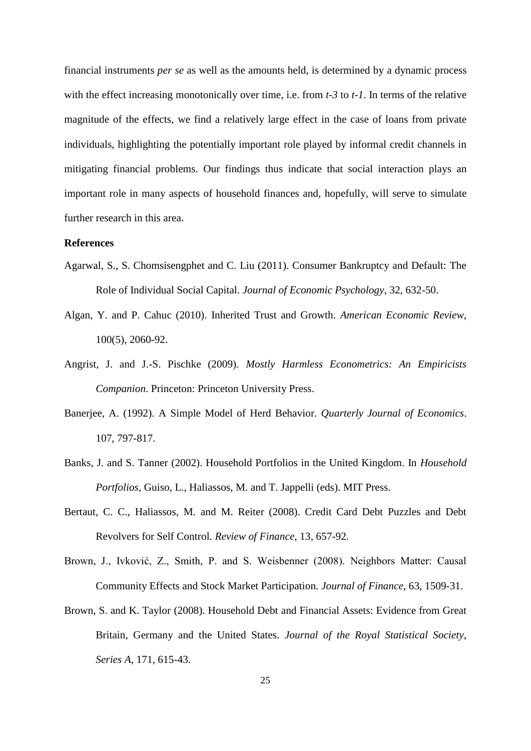financial instruments *per se* as well as the amounts held, is determined by a dynamic process with the effect increasing monotonically over time, i.e. from *t-3* to *t-1*. In terms of the relative magnitude of the effects, we find a relatively large effect in the case of loans from private individuals, highlighting the potentially important role played by informal credit channels in mitigating financial problems. Our findings thus indicate that social interaction plays an important role in many aspects of household finances and, hopefully, will serve to simulate further research in this area.

**References**

Agarwal, S., S. Chomsisengphet and C. Liu (2011). Consumer Bankruptcy and Default: The Role of Individual Social Capital. *Journal of Economic Psychology*, 32, 632-50.

Algan, Y. and P. Cahuc (2010). Inherited Trust and Growth. *American Economic Review*, 100(5), 2060-92.

Angrist, J. and J.-S. Pischke (2009). *Mostly Harmless Econometrics: An Empiricists Companion*. Princeton: Princeton University Press.

Banerjee, A. (1992). A Simple Model of Herd Behavior. *Quarterly Journal of Economics*. 107, 797-817.

Banks, J. and S. Tanner (2002). Household Portfolios in the United Kingdom. In *Household Portfolios*, Guiso, L., Haliassos, M. and T. Jappelli (eds). MIT Press.

Bertaut, C. C., Haliassos, M. and M. Reiter (2008). Credit Card Debt Puzzles and Debt Revolvers for Self Control. *Review of Finance*, 13, 657-92.

Brown, J., Ivković, Z., Smith, P. and S. Weisbenner (2008). Neighbors Matter: Causal Community Effects and Stock Market Participation. *Journal of Finance*, 63, 1509-31.

Brown, S. and K. Taylor (2008). Household Debt and Financial Assets: Evidence from Great Britain, Germany and the United States. *Journal of the Royal Statistical Society, Series A*, 171, 615-43.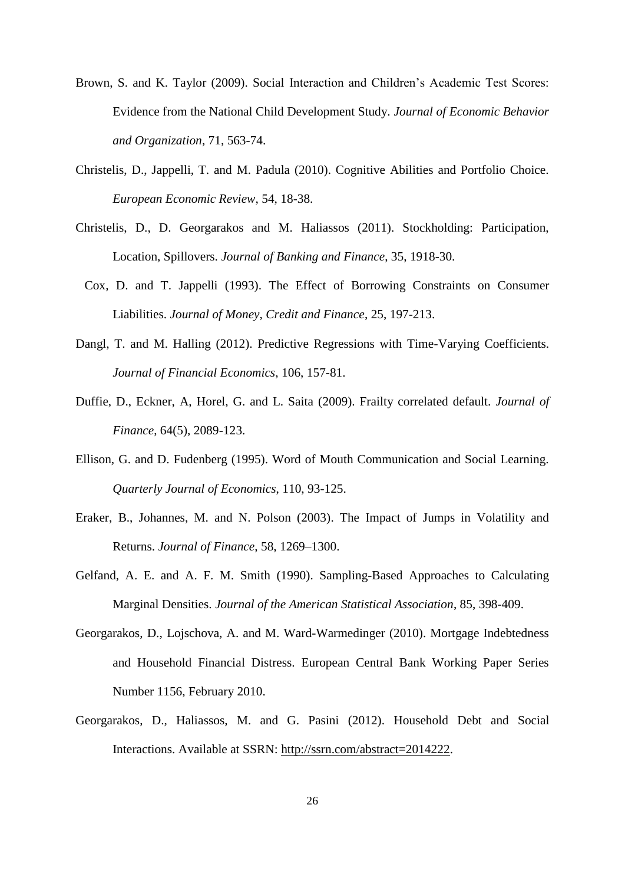Brown, S. and K. Taylor (2009). Social Interaction and Children's Academic Test Scores: Evidence from the National Child Development Study. *Journal of Economic Behavior and Organization*, 71, 563-74.

Christelis, D., Jappelli, T. and M. Padula (2010). Cognitive Abilities and Portfolio Choice. *European Economic Review*, 54, 18-38.

Christelis, D., D. Georgarakos and M. Haliassos (2011). Stockholding: Participation, Location, Spillovers. *Journal of Banking and Finance*, 35, 1918-30.

Cox, D. and T. Jappelli (1993). The Effect of Borrowing Constraints on Consumer Liabilities. *Journal of Money, Credit and Finance*, 25, 197-213.

Dangl, T. and M. Halling (2012). Predictive Regressions with Time-Varying Coefficients. *Journal of Financial Economics*, 106, 157-81.

Duffie, D., Eckner, A, Horel, G. and L. Saita (2009). Frailty correlated default. *Journal of Finance*, 64(5), 2089-123.

Ellison, G. and D. Fudenberg (1995). Word of Mouth Communication and Social Learning. *Quarterly Journal of Economics*, 110, 93-125.

Eraker, B., Johannes, M. and N. Polson (2003). The Impact of Jumps in Volatility and Returns. *Journal of Finance*, 58, 1269–1300.

Gelfand, A. E. and A. F. M. Smith (1990). Sampling-Based Approaches to Calculating Marginal Densities. *Journal of the American Statistical Association*, 85, 398-409.

Georgarakos, D., Lojschova, A. and M. Ward-Warmedinger (2010). Mortgage Indebtedness and Household Financial Distress. European Central Bank Working Paper Series Number 1156, February 2010.

Georgarakos, D., Haliassos, M. and G. Pasini (2012). Household Debt and Social Interactions. Available at SSRN: http://ssrn.com/abstract=2014222.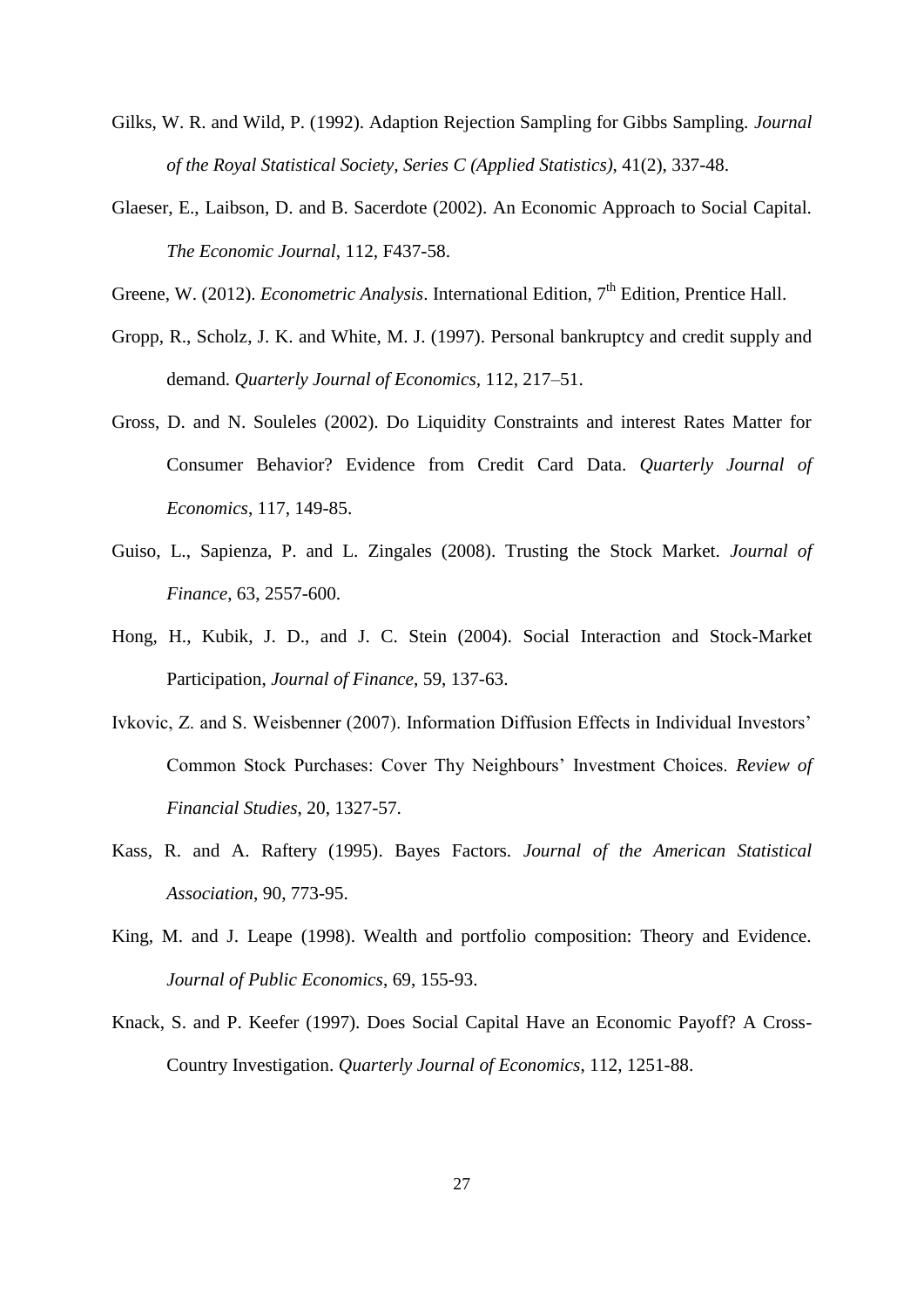Gilks, W. R. and Wild, P. (1992). Adaption Rejection Sampling for Gibbs Sampling. *Journal of the Royal Statistical Society, Series C (Applied Statistics)*, 41(2), 337-48.

Glaeser, E., Laibson, D. and B. Sacerdote (2002). An Economic Approach to Social Capital. *The Economic Journal*, 112, F437-58.

Greene, W. (2012). *Econometric Analysis*. International Edition, 7th Edition, Prentice Hall.

Gropp, R., Scholz, J. K. and White, M. J. (1997). Personal bankruptcy and credit supply and demand. *Quarterly Journal of Economics*, 112, 217–51.

Gross, D. and N. Souleles (2002). Do Liquidity Constraints and interest Rates Matter for Consumer Behavior? Evidence from Credit Card Data. *Quarterly Journal of Economics*, 117, 149-85.

Guiso, L., Sapienza, P. and L. Zingales (2008). Trusting the Stock Market. *Journal of Finance*, 63, 2557-600.

Hong, H., Kubik, J. D., and J. C. Stein (2004). Social Interaction and Stock-Market Participation, *Journal of Finance*, 59, 137-63.

Ivkovic, Z. and S. Weisbenner (2007). Information Diffusion Effects in Individual Investors' Common Stock Purchases: Cover Thy Neighbours' Investment Choices. *Review of Financial Studies*, 20, 1327-57.

Kass, R. and A. Raftery (1995). Bayes Factors. *Journal of the American Statistical Association*, 90, 773-95.

King, M. and J. Leape (1998). Wealth and portfolio composition: Theory and Evidence. *Journal of Public Economics*, 69, 155-93.

Knack, S. and P. Keefer (1997). Does Social Capital Have an Economic Payoff? A Cross-Country Investigation. *Quarterly Journal of Economics*, 112, 1251-88.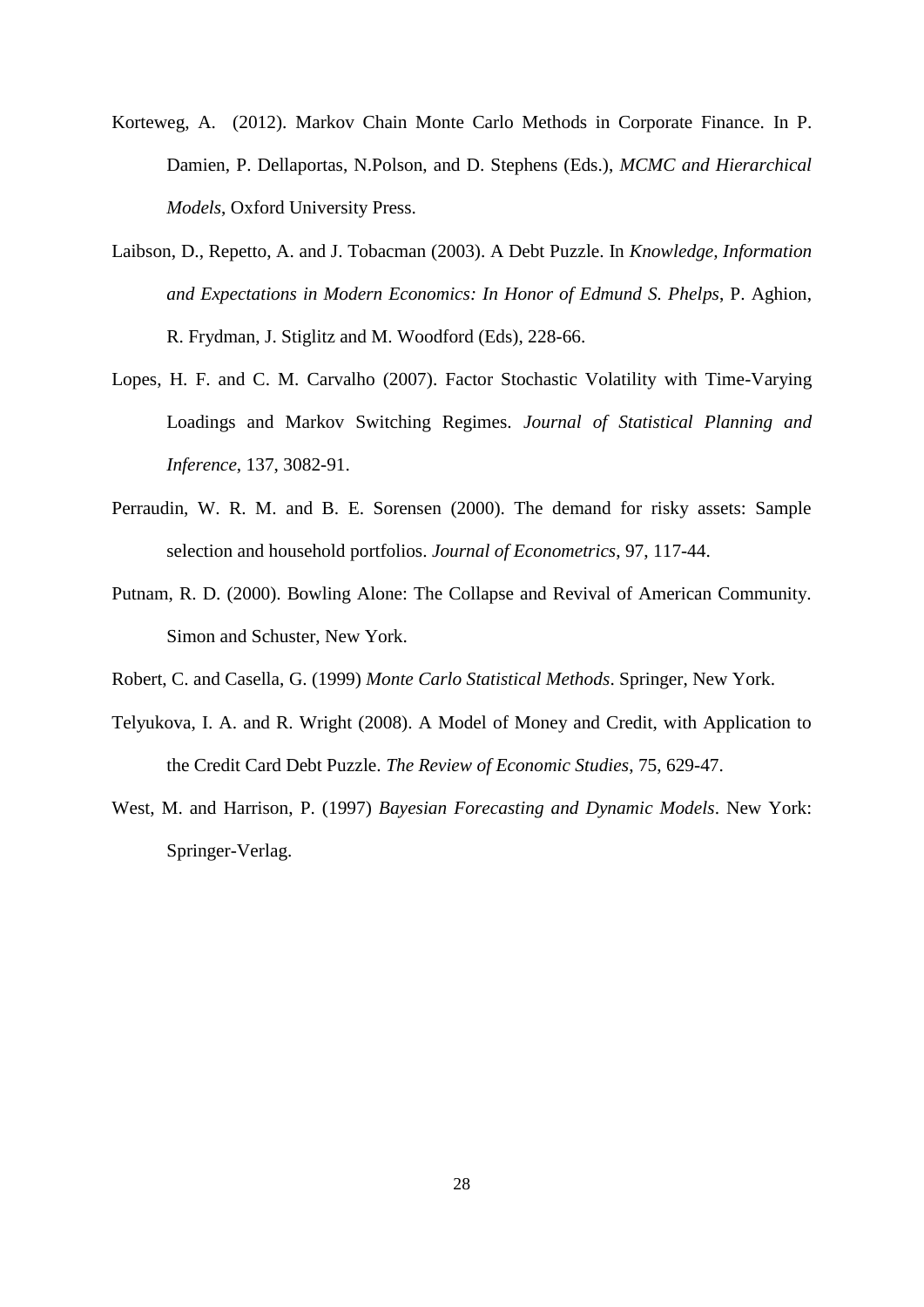Korteweg, A. (2012). Markov Chain Monte Carlo Methods in Corporate Finance. In P. Damien, P. Dellaportas, N.Polson, and D. Stephens (Eds.), *MCMC and Hierarchical Models*, Oxford University Press.

Laibson, D., Repetto, A. and J. Tobacman (2003). A Debt Puzzle. In *Knowledge, Information and Expectations in Modern Economics: In Honor of Edmund S. Phelps*, P. Aghion, R. Frydman, J. Stiglitz and M. Woodford (Eds), 228-66.

Lopes, H. F. and C. M. Carvalho (2007). Factor Stochastic Volatility with Time-Varying Loadings and Markov Switching Regimes. *Journal of Statistical Planning and Inference*, 137, 3082-91.

Perraudin, W. R. M. and B. E. Sorensen (2000). The demand for risky assets: Sample selection and household portfolios. *Journal of Econometrics*, 97, 117-44.

Putnam, R. D. (2000). Bowling Alone: The Collapse and Revival of American Community. Simon and Schuster, New York.

Robert, C. and Casella, G. (1999) *Monte Carlo Statistical Methods*. Springer, New York.

Telyukova, I. A. and R. Wright (2008). A Model of Money and Credit, with Application to the Credit Card Debt Puzzle. *The Review of Economic Studies*, 75, 629-47.

West, M. and Harrison, P. (1997) *Bayesian Forecasting and Dynamic Models*. New York: Springer-Verlag.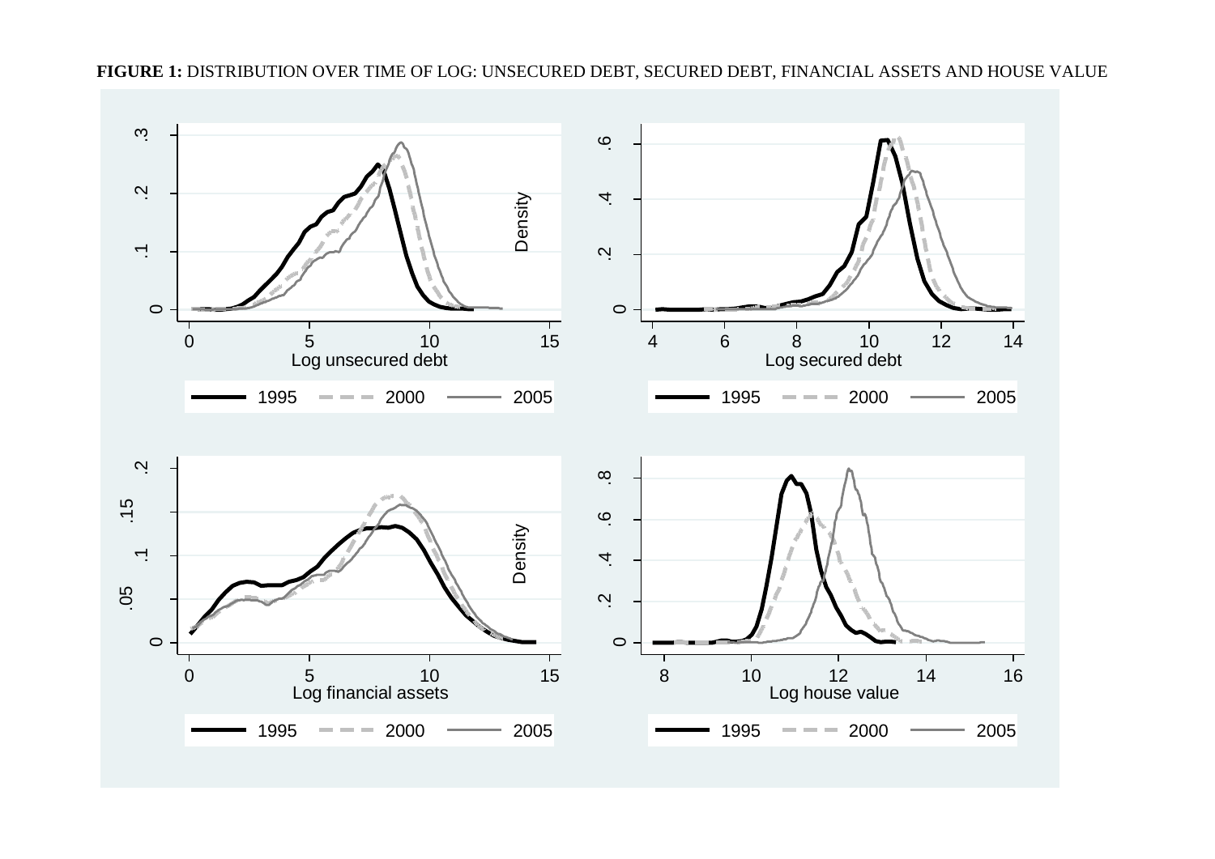**FIGURE 1:** DISTRIBUTION OVER TIME OF LOG: UNSECURED DEBT, SECURED DEBT, FINANCIAL ASSETS AND HOUSE VALUE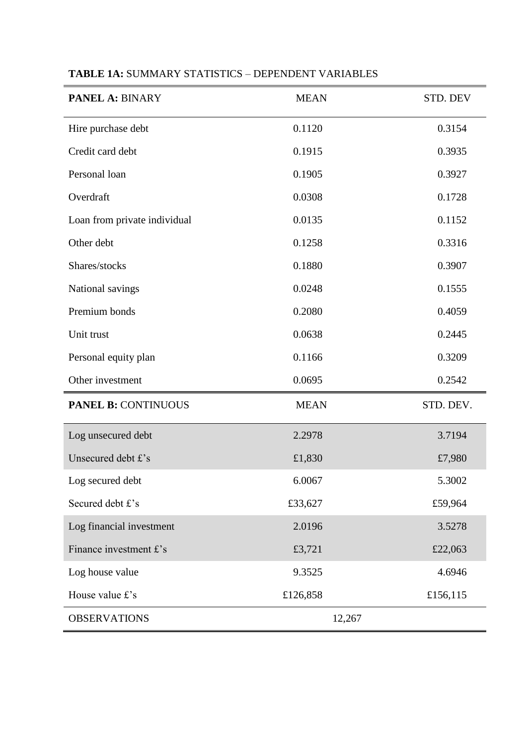**TABLE 1A:** SUMMARY STATISTICS – DEPENDENT VARIABLES

| **PANEL A:** BINARY | MEAN | STD. DEV |
|---|---|---|
| Hire purchase debt | 0.1120 | 0.3154 |
| Credit card debt | 0.1915 | 0.3935 |
| Personal loan | 0.1905 | 0.3927 |
| Overdraft | 0.0308 | 0.1728 |
| Loan from private individual | 0.0135 | 0.1152 |
| Other debt | 0.1258 | 0.3316 |
| Shares/stocks | 0.1880 | 0.3907 |
| National savings | 0.0248 | 0.1555 |
| Premium bonds | 0.2080 | 0.4059 |
| Unit trust | 0.0638 | 0.2445 |
| Personal equity plan | 0.1166 | 0.3209 |
| Other investment | 0.0695 | 0.2542 |
| **PANEL B:** CONTINUOUS | MEAN | STD. DEV. |
| Log unsecured debt | 2.2978 | 3.7194 |
| Unsecured debt £'s | £1,830 | £7,980 |
| Log secured debt | 6.0067 | 5.3002 |
| Secured debt £'s | £33,627 | £59,964 |
| Log financial investment | 2.0196 | 3.5278 |
| Finance investment £'s | £3,721 | £22,063 |
| Log house value | 9.3525 | 4.6946 |
| House value £'s | £126,858 | £156,115 |
| OBSERVATIONS | 12,267 | |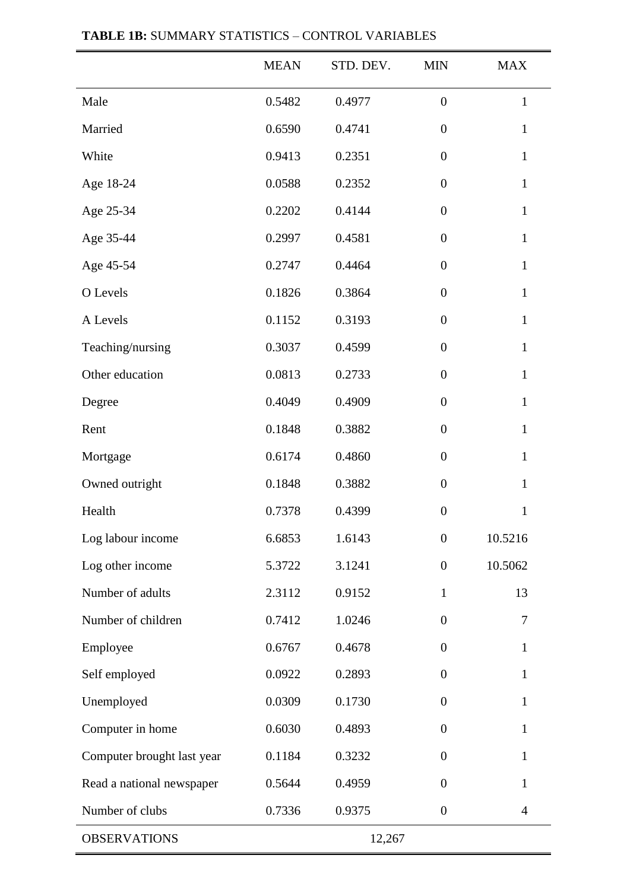**TABLE 1B:** SUMMARY STATISTICS – CONTROL VARIABLES

| | MEAN | STD. DEV. | MIN | MAX |
|---|---|---|---|---|
| Male | 0.5482 | 0.4977 | 0 | 1 |
| Married | 0.6590 | 0.4741 | 0 | 1 |
| White | 0.9413 | 0.2351 | 0 | 1 |
| Age 18-24 | 0.0588 | 0.2352 | 0 | 1 |
| Age 25-34 | 0.2202 | 0.4144 | 0 | 1 |
| Age 35-44 | 0.2997 | 0.4581 | 0 | 1 |
| Age 45-54 | 0.2747 | 0.4464 | 0 | 1 |
| O Levels | 0.1826 | 0.3864 | 0 | 1 |
| A Levels | 0.1152 | 0.3193 | 0 | 1 |
| Teaching/nursing | 0.3037 | 0.4599 | 0 | 1 |
| Other education | 0.0813 | 0.2733 | 0 | 1 |
| Degree | 0.4049 | 0.4909 | 0 | 1 |
| Rent | 0.1848 | 0.3882 | 0 | 1 |
| Mortgage | 0.6174 | 0.4860 | 0 | 1 |
| Owned outright | 0.1848 | 0.3882 | 0 | 1 |
| Health | 0.7378 | 0.4399 | 0 | 1 |
| Log labour income | 6.6853 | 1.6143 | 0 | 10.5216 |
| Log other income | 5.3722 | 3.1241 | 0 | 10.5062 |
| Number of adults | 2.3112 | 0.9152 | 1 | 13 |
| Number of children | 0.7412 | 1.0246 | 0 | 7 |
| Employee | 0.6767 | 0.4678 | 0 | 1 |
| Self employed | 0.0922 | 0.2893 | 0 | 1 |
| Unemployed | 0.0309 | 0.1730 | 0 | 1 |
| Computer in home | 0.6030 | 0.4893 | 0 | 1 |
| Computer brought last year | 0.1184 | 0.3232 | 0 | 1 |
| Read a national newspaper | 0.5644 | 0.4959 | 0 | 1 |
| Number of clubs | 0.7336 | 0.9375 | 0 | 4 |
| OBSERVATIONS | | 12,267 | | |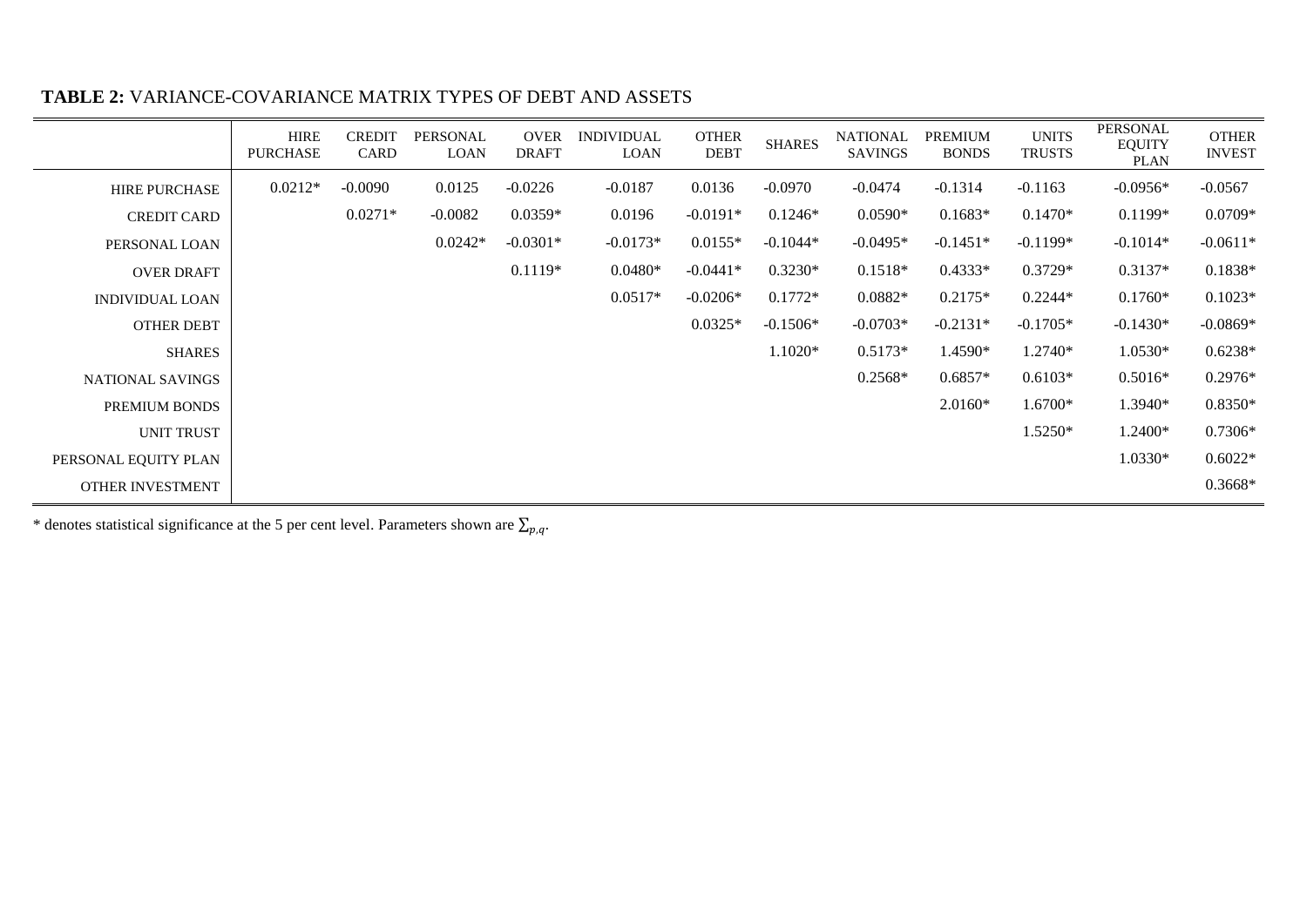**TABLE 2:** VARIANCE-COVARIANCE MATRIX TYPES OF DEBT AND ASSETS

| | HIRE PURCHASE | CREDIT CARD | PERSONAL LOAN | OVER DRAFT | INDIVIDUAL LOAN | OTHER DEBT | SHARES | NATIONAL SAVINGS | PREMIUM BONDS | UNITS TRUSTS | PERSONAL EQUITY PLAN | OTHER INVEST |
|---|---|---|---|---|---|---|---|---|---|---|---|---|
| HIRE PURCHASE | 0.0212* | -0.0090 | 0.0125 | -0.0226 | -0.0187 | 0.0136 | -0.0970 | -0.0474 | -0.1314 | -0.1163 | -0.0956* | -0.0567 |
| CREDIT CARD | | 0.0271* | -0.0082 | 0.0359* | 0.0196 | -0.0191* | 0.1246* | 0.0590* | 0.1683* | 0.1470* | 0.1199* | 0.0709* |
| PERSONAL LOAN | | | 0.0242* | -0.0301* | -0.0173* | 0.0155* | -0.1044* | -0.0495* | -0.1451* | -0.1199* | -0.1014* | -0.0611* |
| OVER DRAFT | | | | 0.1119* | 0.0480* | -0.0441* | 0.3230* | 0.1518* | 0.4333* | 0.3729* | 0.3137* | 0.1838* |
| INDIVIDUAL LOAN | | | | | 0.0517* | -0.0206* | 0.1772* | 0.0882* | 0.2175* | 0.2244* | 0.1760* | 0.1023* |
| OTHER DEBT | | | | | | 0.0325* | -0.1506* | -0.0703* | -0.2131* | -0.1705* | -0.1430* | -0.0869* |
| SHARES | | | | | | | 1.1020* | 0.5173* | 1.4590* | 1.2740* | 1.0530* | 0.6238* |
| NATIONAL SAVINGS | | | | | | | | 0.2568* | 0.6857* | 0.6103* | 0.5016* | 0.2976* |
| PREMIUM BONDS | | | | | | | | | 2.0160* | 1.6700* | 1.3940* | 0.8350* |
| UNIT TRUST | | | | | | | | | | 1.5250* | 1.2400* | 0.7306* |
| PERSONAL EQUITY PLAN | | | | | | | | | | | 1.0330* | 0.6022* |
| OTHER INVESTMENT | | | | | | | | | | | | 0.3668* |

\* denotes statistical significance at the 5 per cent level. Parameters shown are $\sum_{p,q}$.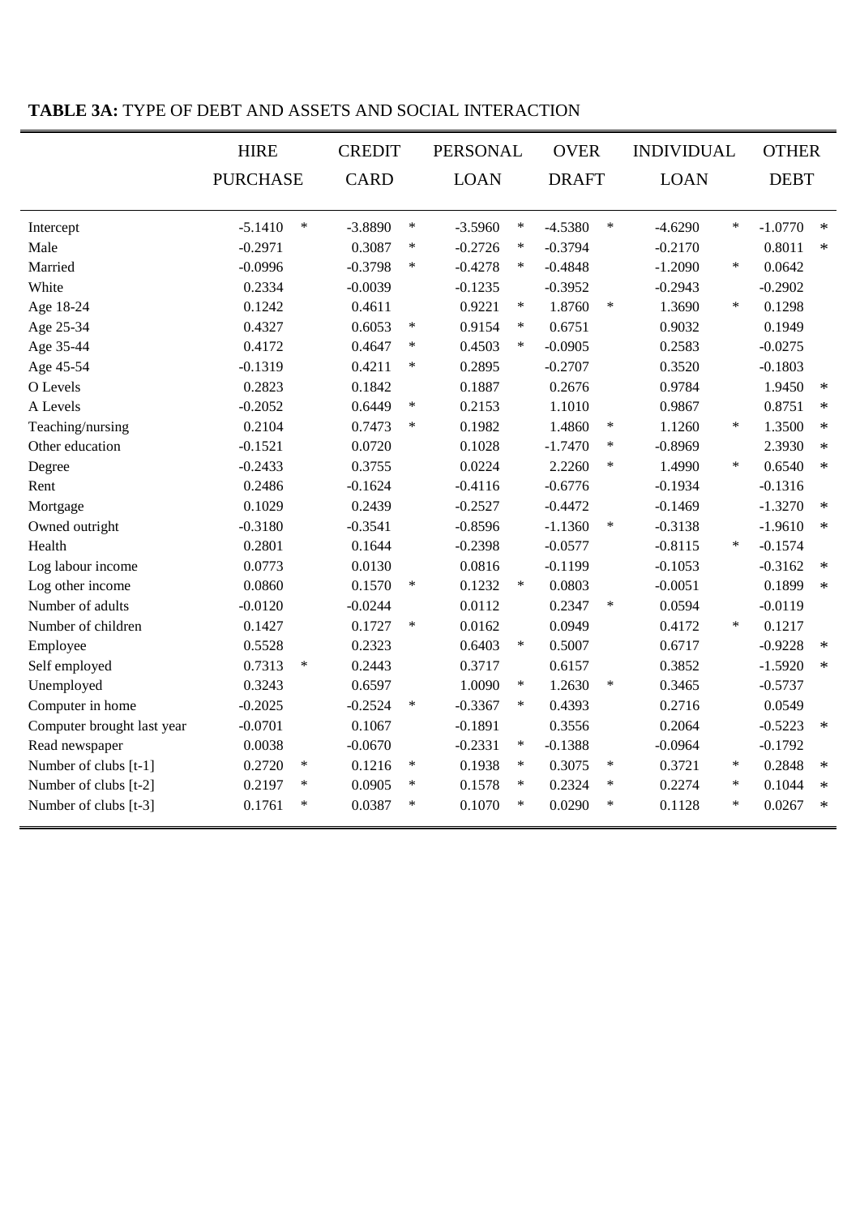**TABLE 3A:** TYPE OF DEBT AND ASSETS AND SOCIAL INTERACTION

| | HIRE PURCHASE | | CREDIT CARD | | PERSONAL LOAN | | OVER DRAFT | | INDIVIDUAL LOAN | | OTHER DEBT | |
|---|---|---|---|---|---|---|---|---|---|---|---|---|
| Intercept | -5.1410 | * | -3.8890 | * | -3.5960 | * | -4.5380 | * | -4.6290 | * | -1.0770 | * |
| Male | -0.2971 | | 0.3087 | * | -0.2726 | * | -0.3794 | | -0.2170 | | 0.8011 | * |
| Married | -0.0996 | | -0.3798 | * | -0.4278 | * | -0.4848 | | -1.2090 | * | 0.0642 | |
| White | 0.2334 | | -0.0039 | | -0.1235 | | -0.3952 | | -0.2943 | | -0.2902 | |
| Age 18-24 | 0.1242 | | 0.4611 | | 0.9221 | * | 1.8760 | * | 1.3690 | * | 0.1298 | |
| Age 25-34 | 0.4327 | | 0.6053 | * | 0.9154 | * | 0.6751 | | 0.9032 | | 0.1949 | |
| Age 35-44 | 0.4172 | | 0.4647 | * | 0.4503 | * | -0.0905 | | 0.2583 | | -0.0275 | |
| Age 45-54 | -0.1319 | | 0.4211 | * | 0.2895 | | -0.2707 | | 0.3520 | | -0.1803 | |
| O Levels | 0.2823 | | 0.1842 | | 0.1887 | | 0.2676 | | 0.9784 | | 1.9450 | * |
| A Levels | -0.2052 | | 0.6449 | * | 0.2153 | | 1.1010 | | 0.9867 | | 0.8751 | * |
| Teaching/nursing | 0.2104 | | 0.7473 | * | 0.1982 | | 1.4860 | * | 1.1260 | * | 1.3500 | * |
| Other education | -0.1521 | | 0.0720 | | 0.1028 | | -1.7470 | * | -0.8969 | | 2.3930 | * |
| Degree | -0.2433 | | 0.3755 | | 0.0224 | | 2.2260 | * | 1.4990 | * | 0.6540 | * |
| Rent | 0.2486 | | -0.1624 | | -0.4116 | | -0.6776 | | -0.1934 | | -0.1316 | |
| Mortgage | 0.1029 | | 0.2439 | | -0.2527 | | -0.4472 | | -0.1469 | | -1.3270 | * |
| Owned outright | -0.3180 | | -0.3541 | | -0.8596 | | -1.1360 | * | -0.3138 | | -1.9610 | * |
| Health | 0.2801 | | 0.1644 | | -0.2398 | | -0.0577 | | -0.8115 | * | -0.1574 | |
| Log labour income | 0.0773 | | 0.0130 | | 0.0816 | | -0.1199 | | -0.1053 | | -0.3162 | * |
| Log other income | 0.0860 | | 0.1570 | * | 0.1232 | * | 0.0803 | | -0.0051 | | 0.1899 | * |
| Number of adults | -0.0120 | | -0.0244 | | 0.0112 | | 0.2347 | * | 0.0594 | | -0.0119 | |
| Number of children | 0.1427 | | 0.1727 | * | 0.0162 | | 0.0949 | | 0.4172 | * | 0.1217 | |
| Employee | 0.5528 | | 0.2323 | | 0.6403 | * | 0.5007 | | 0.6717 | | -0.9228 | * |
| Self employed | 0.7313 | * | 0.2443 | | 0.3717 | | 0.6157 | | 0.3852 | | -1.5920 | * |
| Unemployed | 0.3243 | | 0.6597 | | 1.0090 | * | 1.2630 | * | 0.3465 | | -0.5737 | |
| Computer in home | -0.2025 | | -0.2524 | * | -0.3367 | * | 0.4393 | | 0.2716 | | 0.0549 | |
| Computer brought last year | -0.0701 | | 0.1067 | | -0.1891 | | 0.3556 | | 0.2064 | | -0.5223 | * |
| Read newspaper | 0.0038 | | -0.0670 | | -0.2331 | * | -0.1388 | | -0.0964 | | -0.1792 | |
| Number of clubs [t-1] | 0.2720 | * | 0.1216 | * | 0.1938 | * | 0.3075 | * | 0.3721 | * | 0.2848 | * |
| Number of clubs [t-2] | 0.2197 | * | 0.0905 | * | 0.1578 | * | 0.2324 | * | 0.2274 | * | 0.1044 | * |
| Number of clubs [t-3] | 0.1761 | * | 0.0387 | * | 0.1070 | * | 0.0290 | * | 0.1128 | * | 0.0267 | * |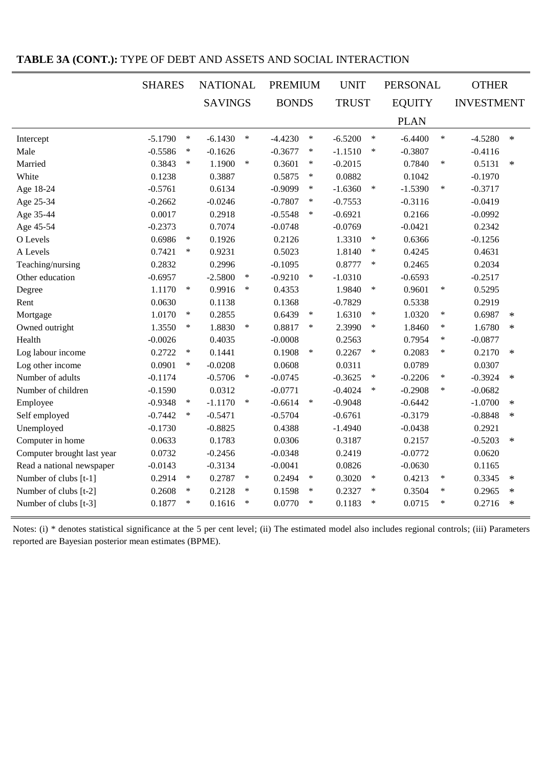**TABLE 3A (CONT.):** TYPE OF DEBT AND ASSETS AND SOCIAL INTERACTION

| | SHARES | | NATIONAL SAVINGS | | PREMIUM BONDS | | UNIT TRUST | | PERSONAL EQUITY PLAN | | OTHER INVESTMENT | |
|---|---|---|---|---|---|---|---|---|---|---|---|---|
| Intercept | -5.1790 | * | -6.1430 | * | -4.4230 | * | -6.5200 | * | -6.4400 | * | -4.5280 | * |
| Male | -0.5586 | * | -0.1626 | | -0.3677 | * | -1.1510 | * | -0.3807 | | -0.4116 | |
| Married | 0.3843 | * | 1.1900 | * | 0.3601 | * | -0.2015 | | 0.7840 | * | 0.5131 | * |
| White | 0.1238 | | 0.3887 | | 0.5875 | * | 0.0882 | | 0.1042 | | -0.1970 | |
| Age 18-24 | -0.5761 | | 0.6134 | | -0.9099 | * | -1.6360 | * | -1.5390 | * | -0.3717 | |
| Age 25-34 | -0.2662 | | -0.0246 | | -0.7807 | * | -0.7553 | | -0.3116 | | -0.0419 | |
| Age 35-44 | 0.0017 | | 0.2918 | | -0.5548 | * | -0.6921 | | 0.2166 | | -0.0992 | |
| Age 45-54 | -0.2373 | | 0.7074 | | -0.0748 | | -0.0769 | | -0.0421 | | 0.2342 | |
| O Levels | 0.6986 | * | 0.1926 | | 0.2126 | | 1.3310 | * | 0.6366 | | -0.1256 | |
| A Levels | 0.7421 | * | 0.9231 | | 0.5023 | | 1.8140 | * | 0.4245 | | 0.4631 | |
| Teaching/nursing | 0.2832 | | 0.2996 | | -0.1095 | | 0.8777 | * | 0.2465 | | 0.2034 | |
| Other education | -0.6957 | | -2.5800 | * | -0.9210 | * | -1.0310 | | -0.6593 | | -0.2517 | |
| Degree | 1.1170 | * | 0.9916 | * | 0.4353 | | 1.9840 | * | 0.9601 | * | 0.5295 | |
| Rent | 0.0630 | | 0.1138 | | 0.1368 | | -0.7829 | | 0.5338 | | 0.2919 | |
| Mortgage | 1.0170 | * | 0.2855 | | 0.6439 | * | 1.6310 | * | 1.0320 | * | 0.6987 | * |
| Owned outright | 1.3550 | * | 1.8830 | * | 0.8817 | * | 2.3990 | * | 1.8460 | * | 1.6780 | * |
| Health | -0.0026 | | 0.4035 | | -0.0008 | | 0.2563 | | 0.7954 | * | -0.0877 | |
| Log labour income | 0.2722 | * | 0.1441 | | 0.1908 | * | 0.2267 | * | 0.2083 | * | 0.2170 | * |
| Log other income | 0.0901 | * | -0.0208 | | 0.0608 | | 0.0311 | | 0.0789 | | 0.0307 | |
| Number of adults | -0.1174 | | -0.5706 | * | -0.0745 | | -0.3625 | * | -0.2206 | * | -0.3924 | * |
| Number of children | -0.1590 | | 0.0312 | | -0.0771 | | -0.4024 | * | -0.2908 | * | -0.0682 | |
| Employee | -0.9348 | * | -1.1170 | * | -0.6614 | * | -0.9048 | | -0.6442 | | -1.0700 | * |
| Self employed | -0.7442 | * | -0.5471 | | -0.5704 | | -0.6761 | | -0.3179 | | -0.8848 | * |
| Unemployed | -0.1730 | | -0.8825 | | 0.4388 | | -1.4940 | | -0.0438 | | 0.2921 | |
| Computer in home | 0.0633 | | 0.1783 | | 0.0306 | | 0.3187 | | 0.2157 | | -0.5203 | * |
| Computer brought last year | 0.0732 | | -0.2456 | | -0.0348 | | 0.2419 | | -0.0772 | | 0.0620 | |
| Read a national newspaper | -0.0143 | | -0.3134 | | -0.0041 | | 0.0826 | | -0.0630 | | 0.1165 | |
| Number of clubs [t-1] | 0.2914 | * | 0.2787 | * | 0.2494 | * | 0.3020 | * | 0.4213 | * | 0.3345 | * |
| Number of clubs [t-2] | 0.2608 | * | 0.2128 | * | 0.1598 | * | 0.2327 | * | 0.3504 | * | 0.2965 | * |
| Number of clubs [t-3] | 0.1877 | * | 0.1616 | * | 0.0770 | * | 0.1183 | * | 0.0715 | * | 0.2716 | * |

Notes: (i) * denotes statistical significance at the 5 per cent level; (ii) The estimated model also includes regional controls; (iii) Parameters reported are Bayesian posterior mean estimates (BPME).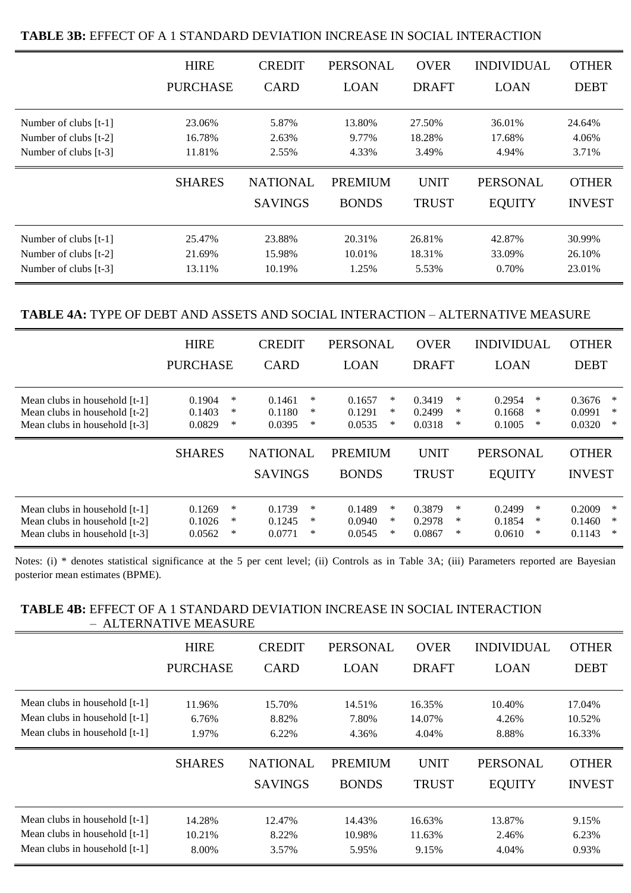**TABLE 3B:** EFFECT OF A 1 STANDARD DEVIATION INCREASE IN SOCIAL INTERACTION

| | HIRE PURCHASE | CREDIT CARD | PERSONAL LOAN | OVER DRAFT | INDIVIDUAL LOAN | OTHER DEBT |
|---|---|---|---|---|---|---|
| Number of clubs [t-1] | 23.06% | 5.87% | 13.80% | 27.50% | 36.01% | 24.64% |
| Number of clubs [t-2] | 16.78% | 2.63% | 9.77% | 18.28% | 17.68% | 4.06% |
| Number of clubs [t-3] | 11.81% | 2.55% | 4.33% | 3.49% | 4.94% | 3.71% |
| | **SHARES** | **NATIONAL SAVINGS** | **PREMIUM BONDS** | **UNIT TRUST** | **PERSONAL EQUITY** | **OTHER INVEST** |
| Number of clubs [t-1] | 25.47% | 23.88% | 20.31% | 26.81% | 42.87% | 30.99% |
| Number of clubs [t-2] | 21.69% | 15.98% | 10.01% | 18.31% | 33.09% | 26.10% |
| Number of clubs [t-3] | 13.11% | 10.19% | 1.25% | 5.53% | 0.70% | 23.01% |

**TABLE 4A:** TYPE OF DEBT AND ASSETS AND SOCIAL INTERACTION – ALTERNATIVE MEASURE

| | HIRE PURCHASE | CREDIT CARD | PERSONAL LOAN | OVER DRAFT | INDIVIDUAL LOAN | OTHER DEBT |
|---|---|---|---|---|---|---|
| Mean clubs in household [t-1] | 0.1904 * | 0.1461 * | 0.1657 * | 0.3419 * | 0.2954 * | 0.3676 * |
| Mean clubs in household [t-2] | 0.1403 * | 0.1180 * | 0.1291 * | 0.2499 * | 0.1668 * | 0.0991 * |
| Mean clubs in household [t-3] | 0.0829 * | 0.0395 * | 0.0535 * | 0.0318 * | 0.1005 * | 0.0320 * |
| | **SHARES** | **NATIONAL SAVINGS** | **PREMIUM BONDS** | **UNIT TRUST** | **PERSONAL EQUITY** | **OTHER INVEST** |
| Mean clubs in household [t-1] | 0.1269 * | 0.1739 * | 0.1489 * | 0.3879 * | 0.2499 * | 0.2009 * |
| Mean clubs in household [t-2] | 0.1026 * | 0.1245 * | 0.0940 * | 0.2978 * | 0.1854 * | 0.1460 * |
| Mean clubs in household [t-3] | 0.0562 * | 0.0771 * | 0.0545 * | 0.0867 * | 0.0610 * | 0.1143 * |

Notes: (i) * denotes statistical significance at the 5 per cent level; (ii) Controls as in Table 3A; (iii) Parameters reported are Bayesian posterior mean estimates (BPME).

**TABLE 4B:** EFFECT OF A 1 STANDARD DEVIATION INCREASE IN SOCIAL INTERACTION – ALTERNATIVE MEASURE

| | HIRE PURCHASE | CREDIT CARD | PERSONAL LOAN | OVER DRAFT | INDIVIDUAL LOAN | OTHER DEBT |
|---|---|---|---|---|---|---|
| Mean clubs in household [t-1] | 11.96% | 15.70% | 14.51% | 16.35% | 10.40% | 17.04% |
| Mean clubs in household [t-1] | 6.76% | 8.82% | 7.80% | 14.07% | 4.26% | 10.52% |
| Mean clubs in household [t-1] | 1.97% | 6.22% | 4.36% | 4.04% | 8.88% | 16.33% |
| | **SHARES** | **NATIONAL SAVINGS** | **PREMIUM BONDS** | **UNIT TRUST** | **PERSONAL EQUITY** | **OTHER INVEST** |
| Mean clubs in household [t-1] | 14.28% | 12.47% | 14.43% | 16.63% | 13.87% | 9.15% |
| Mean clubs in household [t-1] | 10.21% | 8.22% | 10.98% | 11.63% | 2.46% | 6.23% |
| Mean clubs in household [t-1] | 8.00% | 3.57% | 5.95% | 9.15% | 4.04% | 0.93% |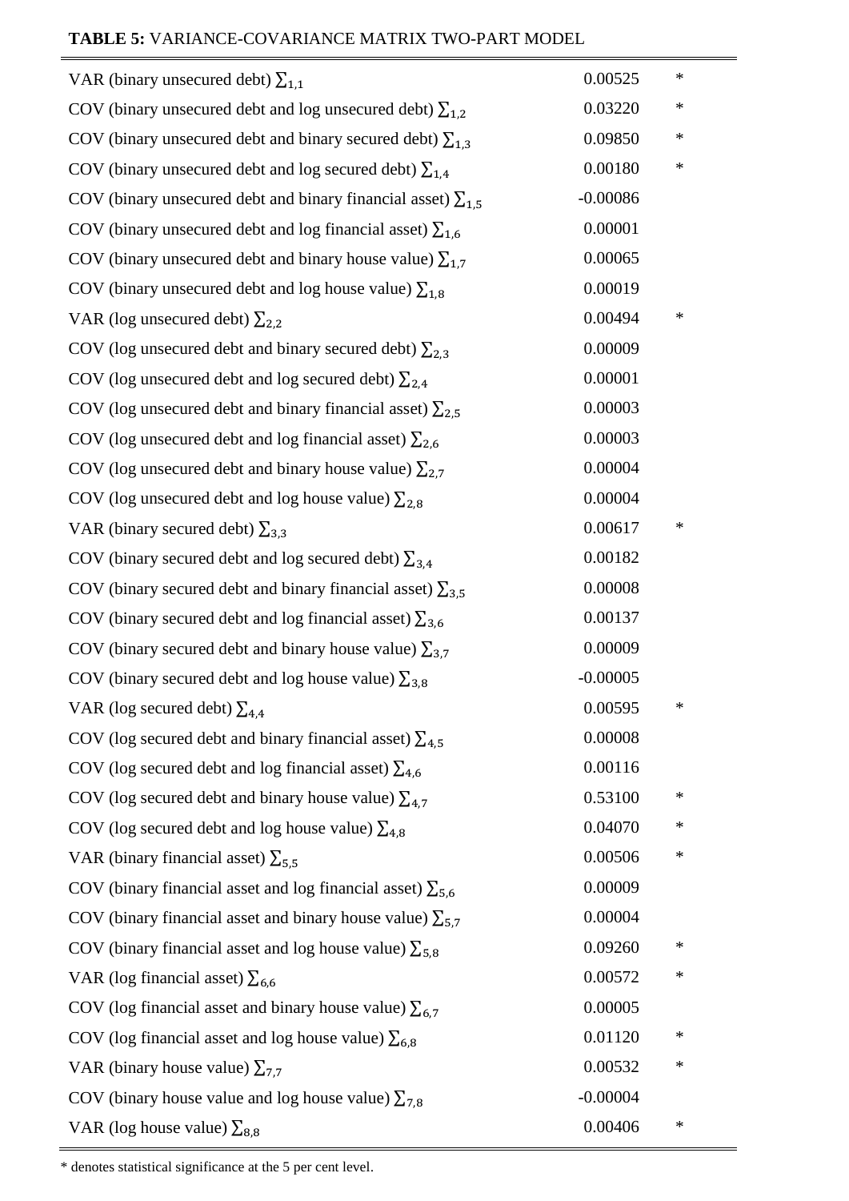**TABLE 5:** VARIANCE-COVARIANCE MATRIX TWO-PART MODEL

| | | |
|---|---|---|
| VAR (binary unsecured debt) $\sum_{1,1}$ | 0.00525 | * |
| COV (binary unsecured debt and log unsecured debt) $\sum_{1,2}$ | 0.03220 | * |
| COV (binary unsecured debt and binary secured debt) $\sum_{1,3}$ | 0.09850 | * |
| COV (binary unsecured debt and log secured debt) $\sum_{1,4}$ | 0.00180 | * |
| COV (binary unsecured debt and binary financial asset) $\sum_{1,5}$ | -0.00086 | |
| COV (binary unsecured debt and log financial asset) $\sum_{1,6}$ | 0.00001 | |
| COV (binary unsecured debt and binary house value) $\sum_{1,7}$ | 0.00065 | |
| COV (binary unsecured debt and log house value) $\sum_{1,8}$ | 0.00019 | |
| VAR (log unsecured debt) $\sum_{2,2}$ | 0.00494 | * |
| COV (log unsecured debt and binary secured debt) $\sum_{2,3}$ | 0.00009 | |
| COV (log unsecured debt and log secured debt) $\sum_{2,4}$ | 0.00001 | |
| COV (log unsecured debt and binary financial asset) $\sum_{2,5}$ | 0.00003 | |
| COV (log unsecured debt and log financial asset) $\sum_{2,6}$ | 0.00003 | |
| COV (log unsecured debt and binary house value) $\sum_{2,7}$ | 0.00004 | |
| COV (log unsecured debt and log house value) $\sum_{2,8}$ | 0.00004 | |
| VAR (binary secured debt) $\sum_{3,3}$ | 0.00617 | * |
| COV (binary secured debt and log secured debt) $\sum_{3,4}$ | 0.00182 | |
| COV (binary secured debt and binary financial asset) $\sum_{3,5}$ | 0.00008 | |
| COV (binary secured debt and log financial asset) $\sum_{3,6}$ | 0.00137 | |
| COV (binary secured debt and binary house value) $\sum_{3,7}$ | 0.00009 | |
| COV (binary secured debt and log house value) $\sum_{3,8}$ | -0.00005 | |
| VAR (log secured debt) $\sum_{4,4}$ | 0.00595 | * |
| COV (log secured debt and binary financial asset) $\sum_{4,5}$ | 0.00008 | |
| COV (log secured debt and log financial asset) $\sum_{4,6}$ | 0.00116 | |
| COV (log secured debt and binary house value) $\sum_{4,7}$ | 0.53100 | * |
| COV (log secured debt and log house value) $\sum_{4,8}$ | 0.04070 | * |
| VAR (binary financial asset) $\sum_{5,5}$ | 0.00506 | * |
| COV (binary financial asset and log financial asset) $\sum_{5,6}$ | 0.00009 | |
| COV (binary financial asset and binary house value) $\sum_{5,7}$ | 0.00004 | |
| COV (binary financial asset and log house value) $\sum_{5,8}$ | 0.09260 | * |
| VAR (log financial asset) $\sum_{6,6}$ | 0.00572 | * |
| COV (log financial asset and binary house value) $\sum_{6,7}$ | 0.00005 | |
| COV (log financial asset and log house value) $\sum_{6,8}$ | 0.01120 | * |
| VAR (binary house value) $\sum_{7,7}$ | 0.00532 | * |
| COV (binary house value and log house value) $\sum_{7,8}$ | -0.00004 | |
| VAR (log house value) $\sum_{8,8}$ | 0.00406 | * |

* denotes statistical significance at the 5 per cent level.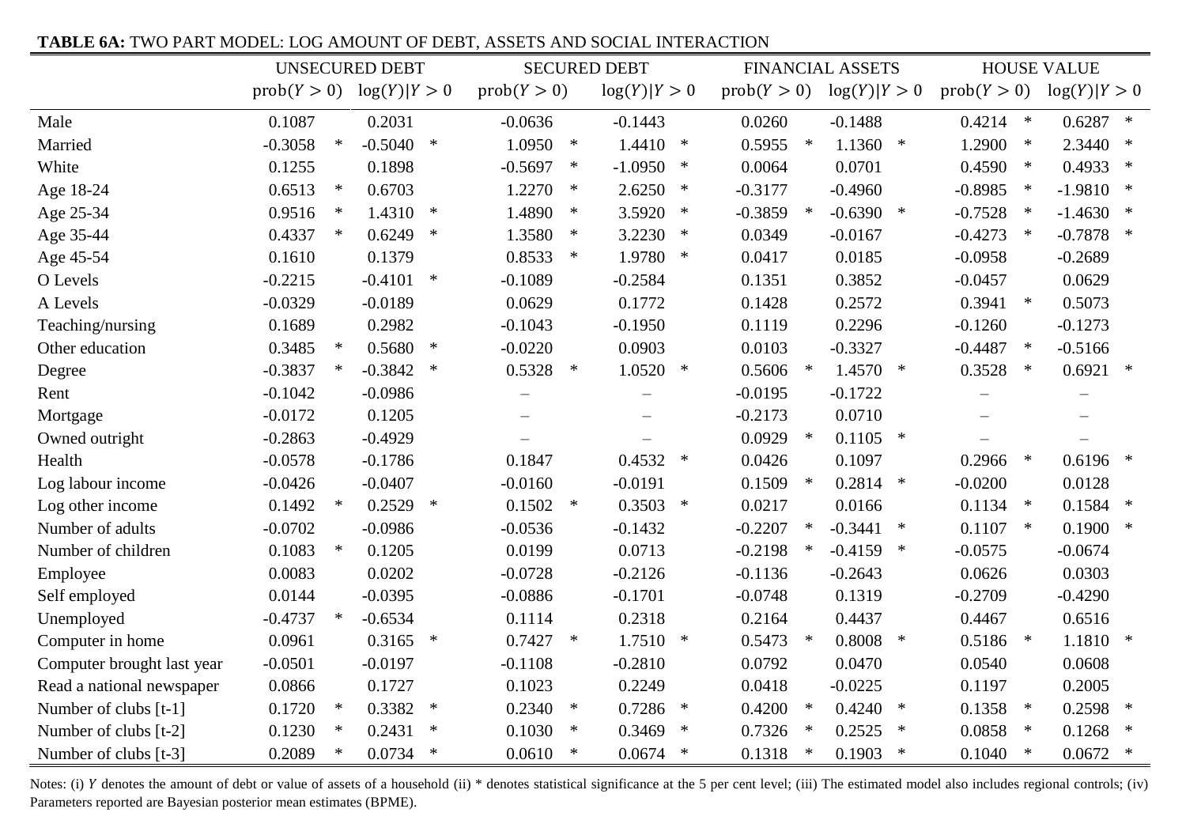**TABLE 6A:** TWO PART MODEL: LOG AMOUNT OF DEBT, ASSETS AND SOCIAL INTERACTION

| | UNSECURED DEBT | | SECURED DEBT | | FINANCIAL ASSETS | | HOUSE VALUE | |
|---|---|---|---|---|---|---|---|---|
| | $\text{prob}(Y>0)$ | $\log(Y)\|Y>0$ | $\text{prob}(Y>0)$ | $\log(Y)\|Y>0$ | $\text{prob}(Y>0)$ | $\log(Y)\|Y>0$ | $\text{prob}(Y>0)$ | $\log(Y)\|Y>0$ |
| Male | 0.1087 | 0.2031 | -0.0636 | -0.1443 | 0.0260 | -0.1488 | 0.4214 * | 0.6287 * |
| Married | -0.3058 * | -0.5040 * | 1.0950 * | 1.4410 * | 0.5955 * | 1.1360 * | 1.2900 * | 2.3440 * |
| White | 0.1255 | 0.1898 | -0.5697 * | -1.0950 * | 0.0064 | 0.0701 | 0.4590 * | 0.4933 * |
| Age 18-24 | 0.6513 * | 0.6703 | 1.2270 * | 2.6250 * | -0.3177 | -0.4960 | -0.8985 * | -1.9810 * |
| Age 25-34 | 0.9516 * | 1.4310 * | 1.4890 * | 3.5920 * | -0.3859 * | -0.6390 * | -0.7528 * | -1.4630 * |
| Age 35-44 | 0.4337 * | 0.6249 * | 1.3580 * | 3.2230 * | 0.0349 | -0.0167 | -0.4273 * | -0.7878 * |
| Age 45-54 | 0.1610 | 0.1379 | 0.8533 * | 1.9780 * | 0.0417 | 0.0185 | -0.0958 | -0.2689 |
| O Levels | -0.2215 | -0.4101 * | -0.1089 | -0.2584 | 0.1351 | 0.3852 | -0.0457 | 0.0629 |
| A Levels | -0.0329 | -0.0189 | 0.0629 | 0.1772 | 0.1428 | 0.2572 | 0.3941 * | 0.5073 |
| Teaching/nursing | 0.1689 | 0.2982 | -0.1043 | -0.1950 | 0.1119 | 0.2296 | -0.1260 | -0.1273 |
| Other education | 0.3485 * | 0.5680 * | -0.0220 | 0.0903 | 0.0103 | -0.3327 | -0.4487 * | -0.5166 |
| Degree | -0.3837 * | -0.3842 * | 0.5328 * | 1.0520 * | 0.5606 * | 1.4570 * | 0.3528 * | 0.6921 * |
| Rent | -0.1042 | -0.0986 | – | – | -0.0195 | -0.1722 | – | – |
| Mortgage | -0.0172 | 0.1205 | – | – | -0.2173 | 0.0710 | – | – |
| Owned outright | -0.2863 | -0.4929 | – | – | 0.0929 * | 0.1105 * | – | – |
| Health | -0.0578 | -0.1786 | 0.1847 | 0.4532 * | 0.0426 | 0.1097 | 0.2966 * | 0.6196 * |
| Log labour income | -0.0426 | -0.0407 | -0.0160 | -0.0191 | 0.1509 * | 0.2814 * | -0.0200 | 0.0128 |
| Log other income | 0.1492 * | 0.2529 * | 0.1502 * | 0.3503 * | 0.0217 | 0.0166 | 0.1134 * | 0.1584 * |
| Number of adults | -0.0702 | -0.0986 | -0.0536 | -0.1432 | -0.2207 * | -0.3441 * | 0.1107 * | 0.1900 * |
| Number of children | 0.1083 * | 0.1205 | 0.0199 | 0.0713 | -0.2198 * | -0.4159 * | -0.0575 | -0.0674 |
| Employee | 0.0083 | 0.0202 | -0.0728 | -0.2126 | -0.1136 | -0.2643 | 0.0626 | 0.0303 |
| Self employed | 0.0144 | -0.0395 | -0.0886 | -0.1701 | -0.0748 | 0.1319 | -0.2709 | -0.4290 |
| Unemployed | -0.4737 * | -0.6534 | 0.1114 | 0.2318 | 0.2164 | 0.4437 | 0.4467 | 0.6516 |
| Computer in home | 0.0961 | 0.3165 * | 0.7427 * | 1.7510 * | 0.5473 * | 0.8008 * | 0.5186 * | 1.1810 * |
| Computer brought last year | -0.0501 | -0.0197 | -0.1108 | -0.2810 | 0.0792 | 0.0470 | 0.0540 | 0.0608 |
| Read a national newspaper | 0.0866 | 0.1727 | 0.1023 | 0.2249 | 0.0418 | -0.0225 | 0.1197 | 0.2005 |
| Number of clubs [t-1] | 0.1720 * | 0.3382 * | 0.2340 * | 0.7286 * | 0.4200 * | 0.4240 * | 0.1358 * | 0.2598 * |
| Number of clubs [t-2] | 0.1230 * | 0.2431 * | 0.1030 * | 0.3469 * | 0.7326 * | 0.2525 * | 0.0858 * | 0.1268 * |
| Number of clubs [t-3] | 0.2089 * | 0.0734 * | 0.0610 * | 0.0674 * | 0.1318 * | 0.1903 * | 0.1040 * | 0.0672 * |

Notes: (i) $Y$ denotes the amount of debt or value of assets of a household (ii) * denotes statistical significance at the 5 per cent level; (iii) The estimated model also includes regional controls; (iv) Parameters reported are Bayesian posterior mean estimates (BPME).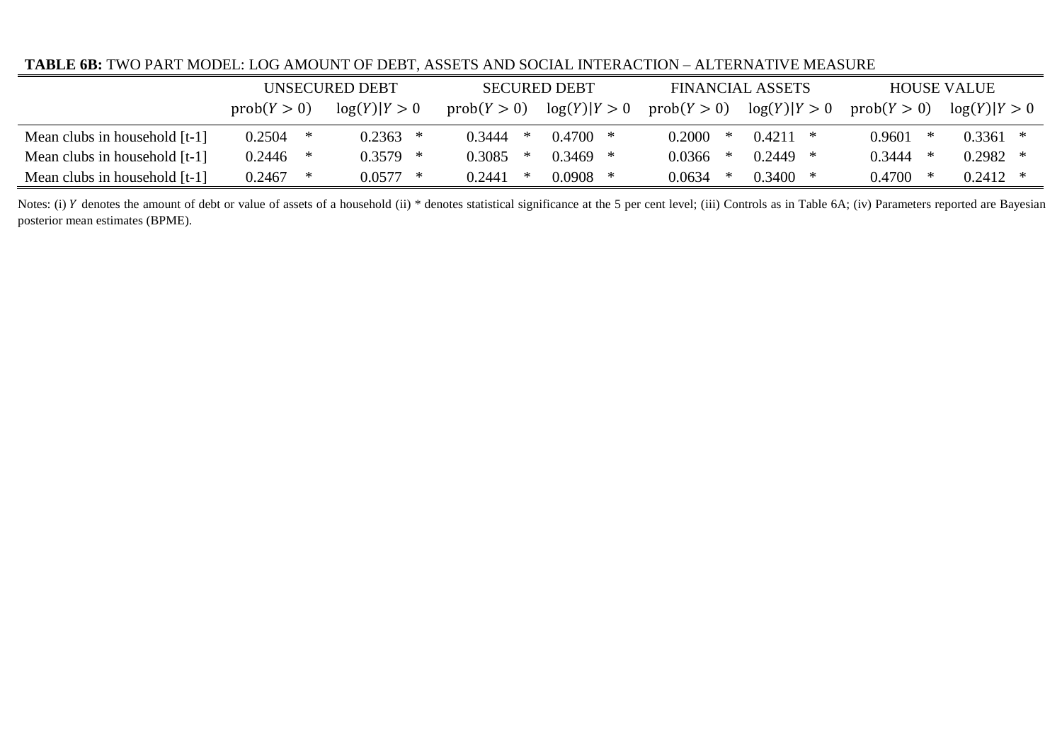**TABLE 6B:** TWO PART MODEL: LOG AMOUNT OF DEBT, ASSETS AND SOCIAL INTERACTION – ALTERNATIVE MEASURE

| | UNSECURED DEBT | | SECURED DEBT | | FINANCIAL ASSETS | | HOUSE VALUE | |
|---|---|---|---|---|---|---|---|---|
| | $\text{prob}(Y > 0)$ | $\log(Y)\|Y > 0$ | $\text{prob}(Y > 0)$ | $\log(Y)\|Y > 0$ | $\text{prob}(Y > 0)$ | $\log(Y)\|Y > 0$ | $\text{prob}(Y > 0)$ | $\log(Y)\|Y > 0$ |
| Mean clubs in household [t-1] | 0.2504 * | 0.2363 * | 0.3444 * | 0.4700 * | 0.2000 * | 0.4211 * | 0.9601 * | 0.3361 * |
| Mean clubs in household [t-1] | 0.2446 * | 0.3579 * | 0.3085 * | 0.3469 * | 0.0366 * | 0.2449 * | 0.3444 * | 0.2982 * |
| Mean clubs in household [t-1] | 0.2467 * | 0.0577 * | 0.2441 * | 0.0908 * | 0.0634 * | 0.3400 * | 0.4700 * | 0.2412 * |

Notes: (i) $Y$ denotes the amount of debt or value of assets of a household (ii) * denotes statistical significance at the 5 per cent level; (iii) Controls as in Table 6A; (iv) Parameters reported are Bayesian posterior mean estimates (BPME).